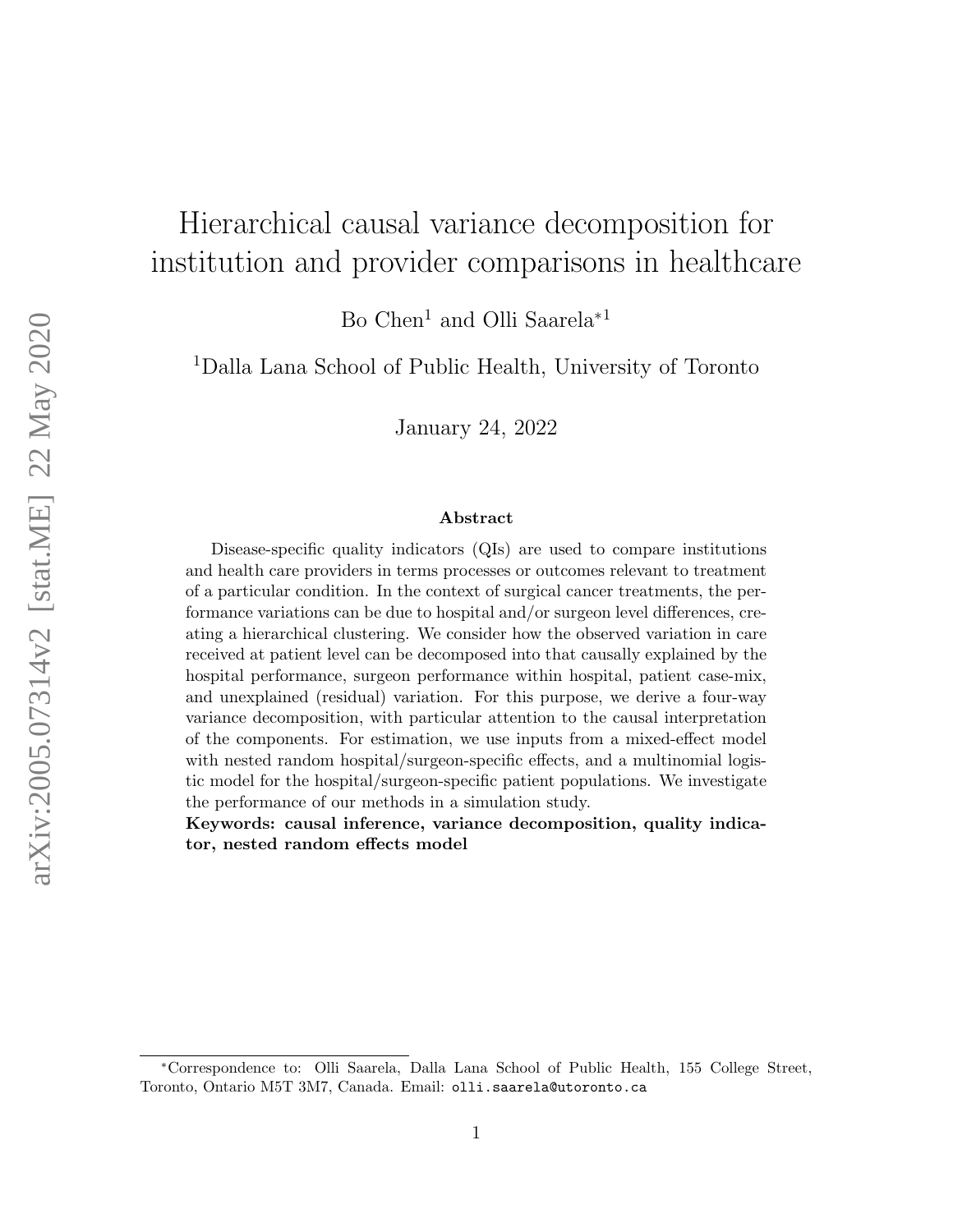# Hierarchical causal variance decomposition for institution and provider comparisons in healthcare

Bo Chen[1] and Olli Saarela*[1]

[1]Dalla Lana School of Public Health, University of Toronto

January 24, 2022

## Abstract

Disease-specific quality indicators (QIs) are used to compare institutions and health care providers in terms processes or outcomes relevant to treatment of a particular condition. In the context of surgical cancer treatments, the performance variations can be due to hospital and/or surgeon level differences, creating a hierarchical clustering. We consider how the observed variation in care received at patient level can be decomposed into that causally explained by the hospital performance, surgeon performance within hospital, patient case-mix, and unexplained (residual) variation. For this purpose, we derive a four-way variance decomposition, with particular attention to the causal interpretation of the components. For estimation, we use inputs from a mixed-effect model with nested random hospital/surgeon-specific effects, and a multinomial logistic model for the hospital/surgeon-specific patient populations. We investigate the performance of our methods in a simulation study.

**Keywords: causal inference, variance decomposition, quality indicator, nested random effects model**

---

*Correspondence to: Olli Saarela, Dalla Lana School of Public Health, 155 College Street, Toronto, Ontario M5T 3M7, Canada. Email: olli.saarela@utoronto.ca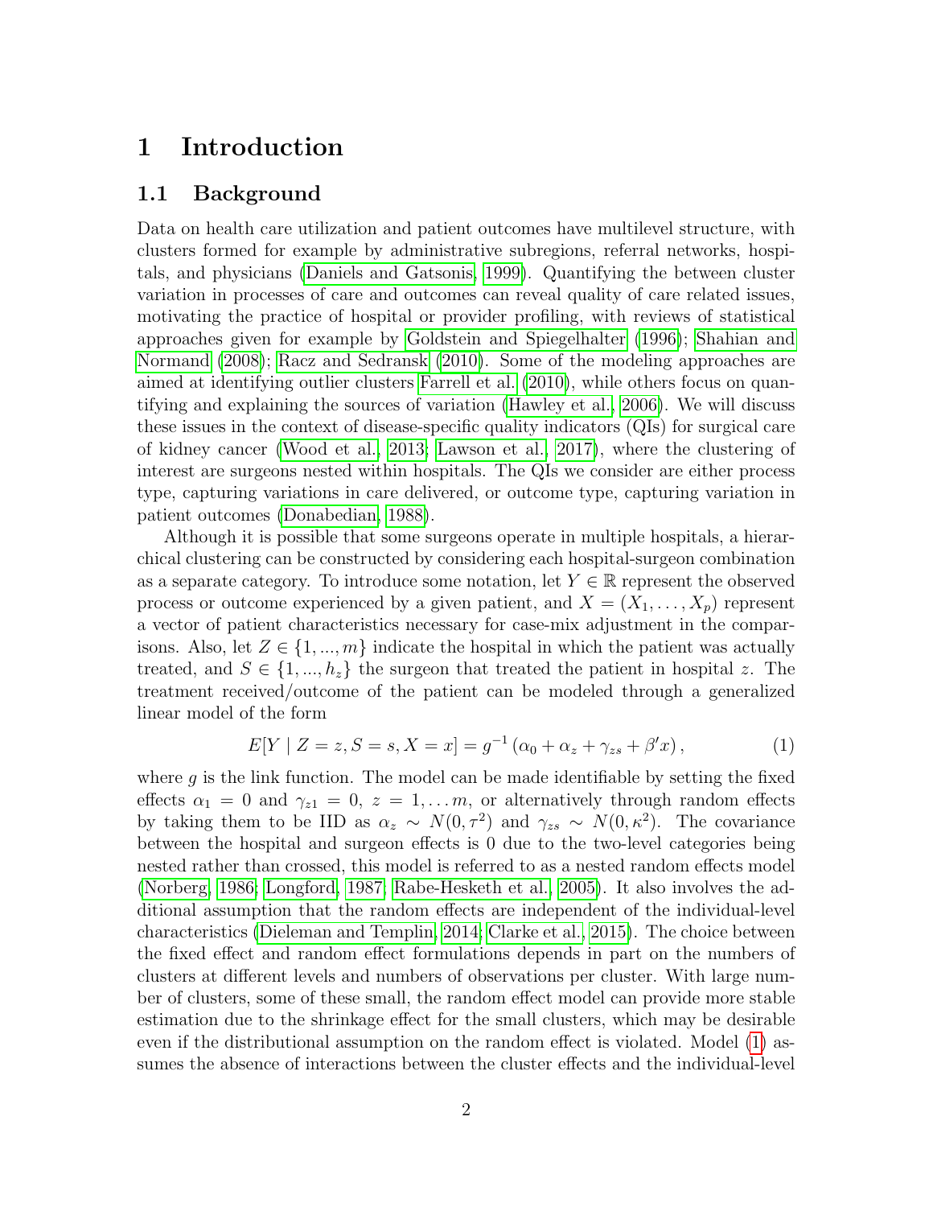# 1 Introduction

## 1.1 Background

Data on health care utilization and patient outcomes have multilevel structure, with clusters formed for example by administrative subregions, referral networks, hospitals, and physicians (Daniels and Gatsonis, 1999). Quantifying the between cluster variation in processes of care and outcomes can reveal quality of care related issues, motivating the practice of hospital or provider profiling, with reviews of statistical approaches given for example by Goldstein and Spiegelhalter (1996); Shahian and Normand (2008); Racz and Sedransk (2010). Some of the modeling approaches are aimed at identifying outlier clusters Farrell et al. (2010), while others focus on quantifying and explaining the sources of variation (Hawley et al., 2006). We will discuss these issues in the context of disease-specific quality indicators (QIs) for surgical care of kidney cancer (Wood et al., 2013; Lawson et al., 2017), where the clustering of interest are surgeons nested within hospitals. The QIs we consider are either process type, capturing variations in care delivered, or outcome type, capturing variation in patient outcomes (Donabedian, 1988).

Although it is possible that some surgeons operate in multiple hospitals, a hierarchical clustering can be constructed by considering each hospital-surgeon combination as a separate category. To introduce some notation, let $Y \in \mathbb{R}$ represent the observed process or outcome experienced by a given patient, and $X = (X_1, \ldots, X_p)$ represent a vector of patient characteristics necessary for case-mix adjustment in the comparisons. Also, let $Z \in \{1, ..., m\}$ indicate the hospital in which the patient was actually treated, and $S \in \{1, ..., h_z\}$ the surgeon that treated the patient in hospital $z$. The treatment received/outcome of the patient can be modeled through a generalized linear model of the form

$$E[Y \mid Z = z, S = s, X = x] = g^{-1}\left(\alpha_0 + \alpha_z + \gamma_{zs} + \beta' x\right), \tag{1}$$

where $g$ is the link function. The model can be made identifiable by setting the fixed effects $\alpha_1 = 0$ and $\gamma_{z1} = 0$, $z = 1, \ldots m$, or alternatively through random effects by taking them to be IID as $\alpha_z \sim N(0, \tau^2)$ and $\gamma_{zs} \sim N(0, \kappa^2)$. The covariance between the hospital and surgeon effects is 0 due to the two-level categories being nested rather than crossed, this model is referred to as a nested random effects model (Norberg, 1986; Longford, 1987; Rabe-Hesketh et al., 2005). It also involves the additional assumption that the random effects are independent of the individual-level characteristics (Dieleman and Templin, 2014; Clarke et al., 2015). The choice between the fixed effect and random effect formulations depends in part on the numbers of clusters at different levels and numbers of observations per cluster. With large number of clusters, some of these small, the random effect model can provide more stable estimation due to the shrinkage effect for the small clusters, which may be desirable even if the distributional assumption on the random effect is violated. Model (1) assumes the absence of interactions between the cluster effects and the individual-level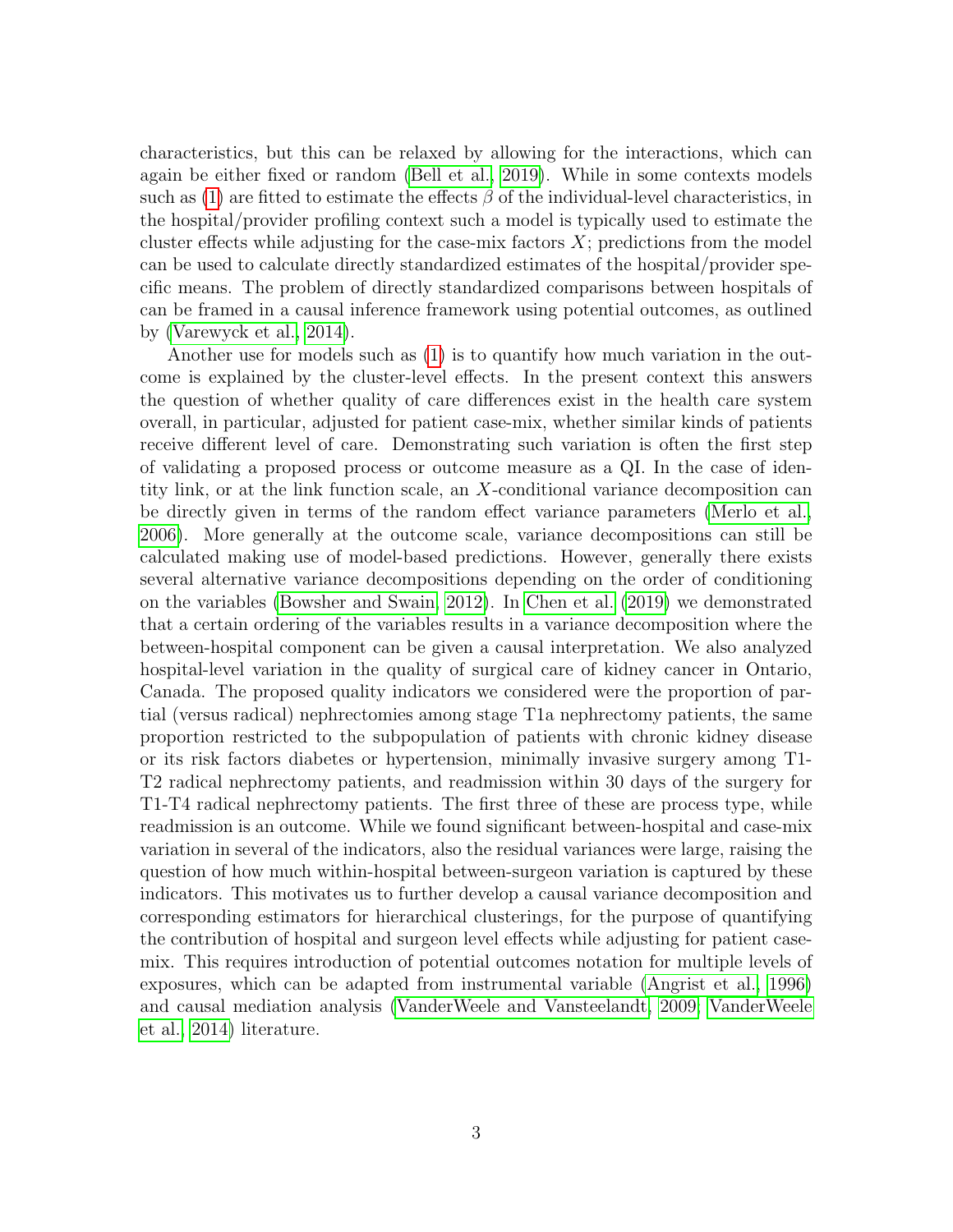characteristics, but this can be relaxed by allowing for the interactions, which can again be either fixed or random (Bell et al., 2019). While in some contexts models such as (1) are fitted to estimate the effects $\beta$ of the individual-level characteristics, in the hospital/provider profiling context such a model is typically used to estimate the cluster effects while adjusting for the case-mix factors $X$; predictions from the model can be used to calculate directly standardized estimates of the hospital/provider specific means. The problem of directly standardized comparisons between hospitals of can be framed in a causal inference framework using potential outcomes, as outlined by (Varewyck et al., 2014).

Another use for models such as (1) is to quantify how much variation in the outcome is explained by the cluster-level effects. In the present context this answers the question of whether quality of care differences exist in the health care system overall, in particular, adjusted for patient case-mix, whether similar kinds of patients receive different level of care. Demonstrating such variation is often the first step of validating a proposed process or outcome measure as a QI. In the case of identity link, or at the link function scale, an $X$-conditional variance decomposition can be directly given in terms of the random effect variance parameters (Merlo et al., 2006). More generally at the outcome scale, variance decompositions can still be calculated making use of model-based predictions. However, generally there exists several alternative variance decompositions depending on the order of conditioning on the variables (Bowsher and Swain, 2012). In Chen et al. (2019) we demonstrated that a certain ordering of the variables results in a variance decomposition where the between-hospital component can be given a causal interpretation. We also analyzed hospital-level variation in the quality of surgical care of kidney cancer in Ontario, Canada. The proposed quality indicators we considered were the proportion of partial (versus radical) nephrectomies among stage T1a nephrectomy patients, the same proportion restricted to the subpopulation of patients with chronic kidney disease or its risk factors diabetes or hypertension, minimally invasive surgery among T1-T2 radical nephrectomy patients, and readmission within 30 days of the surgery for T1-T4 radical nephrectomy patients. The first three of these are process type, while readmission is an outcome. While we found significant between-hospital and case-mix variation in several of the indicators, also the residual variances were large, raising the question of how much within-hospital between-surgeon variation is captured by these indicators. This motivates us to further develop a causal variance decomposition and corresponding estimators for hierarchical clusterings, for the purpose of quantifying the contribution of hospital and surgeon level effects while adjusting for patient case-mix. This requires introduction of potential outcomes notation for multiple levels of exposures, which can be adapted from instrumental variable (Angrist et al., 1996) and causal mediation analysis (VanderWeele and Vansteelandt, 2009; VanderWeele et al., 2014) literature.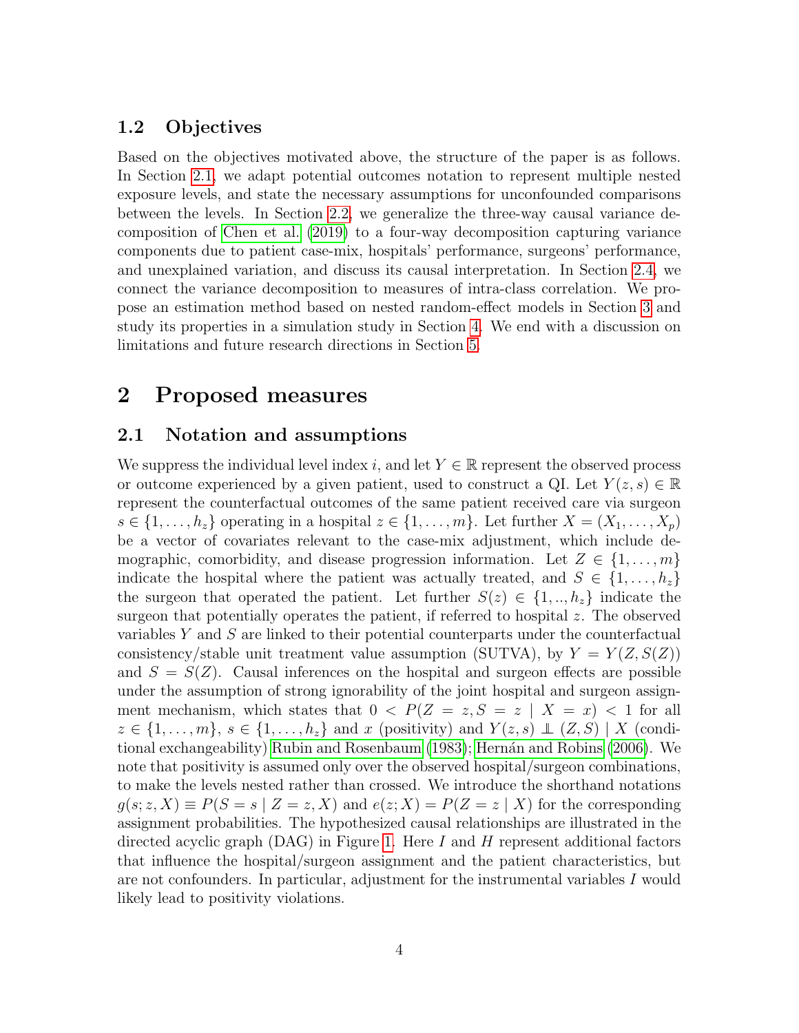### 1.2 Objectives

Based on the objectives motivated above, the structure of the paper is as follows. In Section 2.1, we adapt potential outcomes notation to represent multiple nested exposure levels, and state the necessary assumptions for unconfounded comparisons between the levels. In Section 2.2, we generalize the three-way causal variance decomposition of Chen et al. (2019) to a four-way decomposition capturing variance components due to patient case-mix, hospitals' performance, surgeons' performance, and unexplained variation, and discuss its causal interpretation. In Section 2.4, we connect the variance decomposition to measures of intra-class correlation. We propose an estimation method based on nested random-effect models in Section 3 and study its properties in a simulation study in Section 4. We end with a discussion on limitations and future research directions in Section 5.

## 2 Proposed measures

### 2.1 Notation and assumptions

We suppress the individual level index $i$, and let $Y \in \mathbb{R}$ represent the observed process or outcome experienced by a given patient, used to construct a QI. Let $Y(z, s) \in \mathbb{R}$ represent the counterfactual outcomes of the same patient received care via surgeon $s \in \{1, \ldots, h_z\}$ operating in a hospital $z \in \{1, \ldots, m\}$. Let further $X = (X_1, \ldots, X_p)$ be a vector of covariates relevant to the case-mix adjustment, which include demographic, comorbidity, and disease progression information. Let $Z \in \{1, \ldots, m\}$ indicate the hospital where the patient was actually treated, and $S \in \{1, \ldots, h_z\}$ the surgeon that operated the patient. Let further $S(z) \in \{1, .., h_z\}$ indicate the surgeon that potentially operates the patient, if referred to hospital $z$. The observed variables $Y$ and $S$ are linked to their potential counterparts under the counterfactual consistency/stable unit treatment value assumption (SUTVA), by $Y = Y(Z, S(Z))$ and $S = S(Z)$. Causal inferences on the hospital and surgeon effects are possible under the assumption of strong ignorability of the joint hospital and surgeon assignment mechanism, which states that $0 < P(Z = z, S = z \mid X = x) < 1$ for all $z \in \{1, \ldots, m\}$, $s \in \{1, \ldots, h_z\}$ and $x$ (positivity) and $Y(z, s) \perp\!\!\!\perp (Z, S) \mid X$ (conditional exchangeability) Rubin and Rosenbaum (1983); Hernán and Robins (2006). We note that positivity is assumed only over the observed hospital/surgeon combinations, to make the levels nested rather than crossed. We introduce the shorthand notations $g(s; z, X) \equiv P(S = s \mid Z = z, X)$ and $e(z; X) = P(Z = z \mid X)$ for the corresponding assignment probabilities. The hypothesized causal relationships are illustrated in the directed acyclic graph (DAG) in Figure 1. Here $I$ and $H$ represent additional factors that influence the hospital/surgeon assignment and the patient characteristics, but are not confounders. In particular, adjustment for the instrumental variables $I$ would likely lead to positivity violations.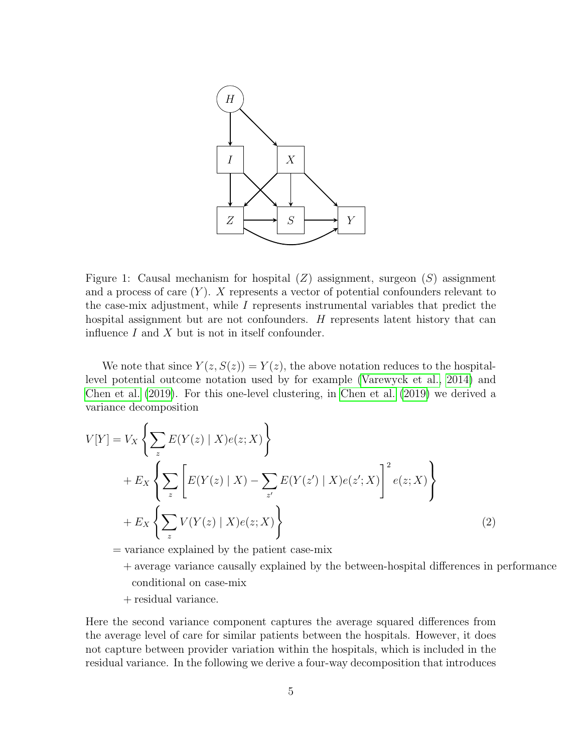Figure 1: Causal mechanism for hospital ($Z$) assignment, surgeon ($S$) assignment and a process of care ($Y$). $X$ represents a vector of potential confounders relevant to the case-mix adjustment, while $I$ represents instrumental variables that predict the hospital assignment but are not confounders. $H$ represents latent history that can influence $I$ and $X$ but is not in itself confounder.

We note that since $Y(z, S(z)) = Y(z)$, the above notation reduces to the hospital-level potential outcome notation used by for example (Varewyck et al., 2014) and Chen et al. (2019). For this one-level clustering, in Chen et al. (2019) we derived a variance decomposition

$$
\begin{aligned}
V[Y] = & V_X \left\{ \sum_z E(Y(z) \mid X) e(z; X) \right\} \\
& + E_X \left\{ \sum_z \left[ E(Y(z) \mid X) - \sum_{z'} E(Y(z') \mid X) e(z'; X) \right]^2 e(z; X) \right\} \\
& + E_X \left\{ \sum_z V(Y(z) \mid X) e(z; X) \right\} \qquad (2)
\end{aligned}
$$

= variance explained by the patient case-mix
+ average variance causally explained by the between-hospital differences in performance conditional on case-mix
+ residual variance.

Here the second variance component captures the average squared differences from the average level of care for similar patients between the hospitals. However, it does not capture between provider variation within the hospitals, which is included in the residual variance. In the following we derive a four-way decomposition that introduces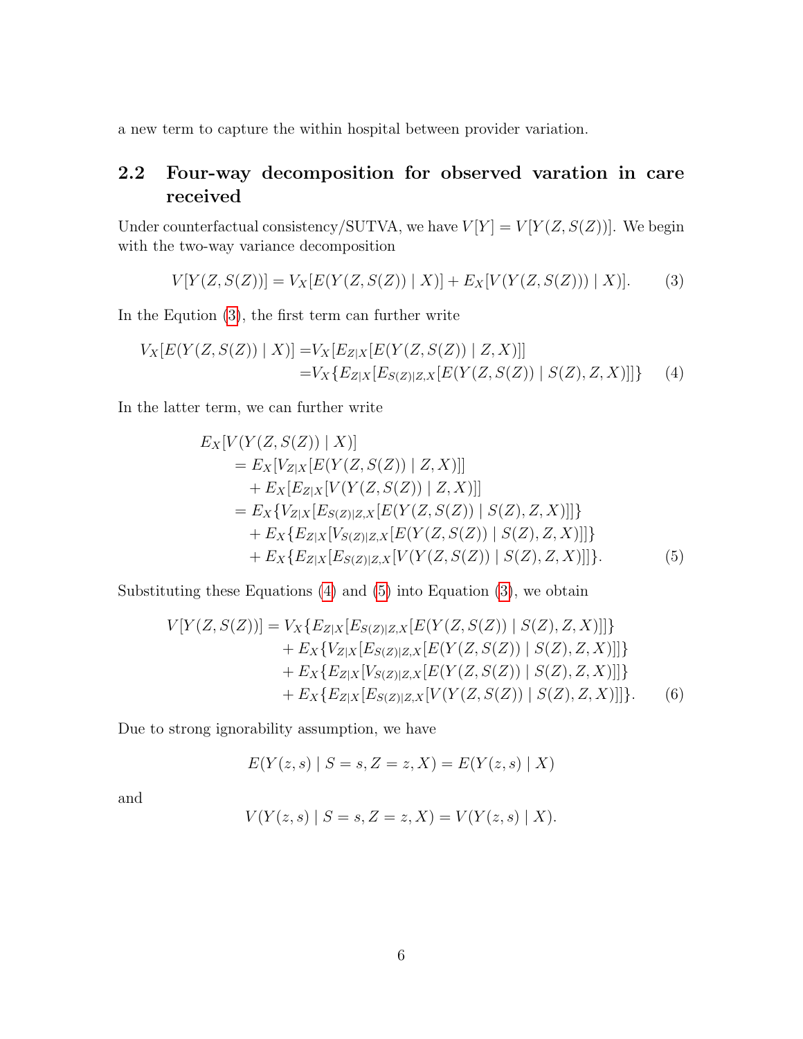a new term to capture the within hospital between provider variation.

## 2.2 Four-way decomposition for observed varation in care received

Under counterfactual consistency/SUTVA, we have $V[Y] = V[Y(Z, S(Z))]$. We begin with the two-way variance decomposition

$$V[Y(Z, S(Z))] = V_X[E(Y(Z, S(Z)) \mid X)] + E_X[V(Y(Z, S(Z))) \mid X)]. \tag{3}$$

In the Eqution (3), the first term can further write

$$\begin{aligned} V_X[E(Y(Z, S(Z)) \mid X)] =& V_X[E_{Z|X}[E(Y(Z, S(Z)) \mid Z, X)]] \\ =& V_X\{E_{Z|X}[E_{S(Z)|Z,X}[E(Y(Z, S(Z)) \mid S(Z), Z, X)]]\} \end{aligned} \tag{4}$$

In the latter term, we can further write

$$\begin{aligned} & E_X[V(Y(Z, S(Z)) \mid X)] \\ &= E_X[V_{Z|X}[E(Y(Z, S(Z)) \mid Z, X)]] \\ &\quad + E_X[E_{Z|X}[V(Y(Z, S(Z)) \mid Z, X)]] \\ &= E_X\{V_{Z|X}[E_{S(Z)|Z,X}[E(Y(Z, S(Z)) \mid S(Z), Z, X)]]\} \\ &\quad + E_X\{E_{Z|X}[V_{S(Z)|Z,X}[E(Y(Z, S(Z)) \mid S(Z), Z, X)]]\} \\ &\quad + E_X\{E_{Z|X}[E_{S(Z)|Z,X}[V(Y(Z, S(Z)) \mid S(Z), Z, X)]]\}. \end{aligned} \tag{5}$$

Substituting these Equations (4) and (5) into Equation (3), we obtain

$$\begin{aligned} V[Y(Z, S(Z))] = & V_X\{E_{Z|X}[E_{S(Z)|Z,X}[E(Y(Z, S(Z)) \mid S(Z), Z, X)]]\} \\ & + E_X\{V_{Z|X}[E_{S(Z)|Z,X}[E(Y(Z, S(Z)) \mid S(Z), Z, X)]]\} \\ & + E_X\{E_{Z|X}[V_{S(Z)|Z,X}[E(Y(Z, S(Z)) \mid S(Z), Z, X)]]\} \\ & + E_X\{E_{Z|X}[E_{S(Z)|Z,X}[V(Y(Z, S(Z)) \mid S(Z), Z, X)]]\}. \end{aligned} \tag{6}$$

Due to strong ignorability assumption, we have

$$E(Y(z, s) \mid S = s, Z = z, X) = E(Y(z, s) \mid X)$$

and

$$V(Y(z, s) \mid S = s, Z = z, X) = V(Y(z, s) \mid X).$$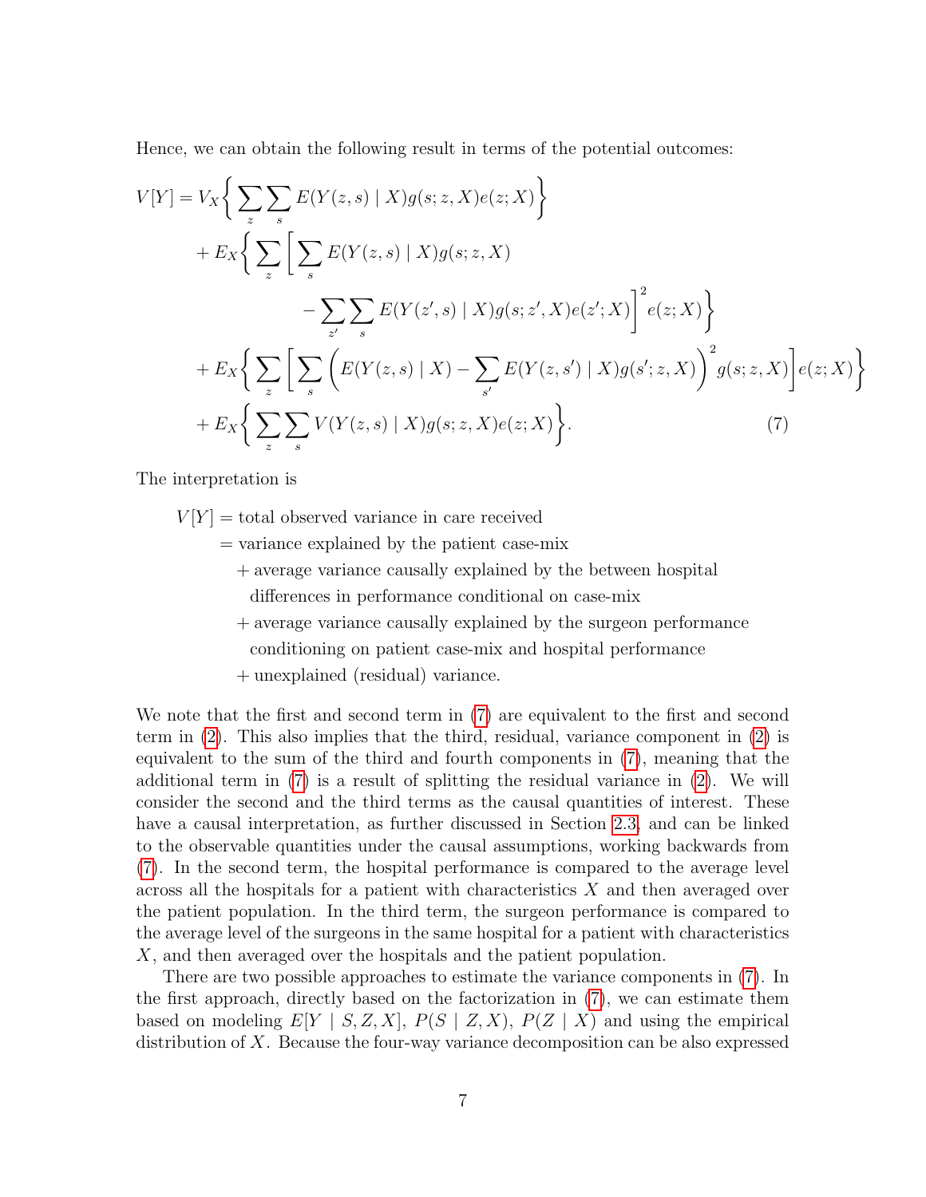Hence, we can obtain the following result in terms of the potential outcomes:

$$
\begin{aligned}
V[Y] = & \, V_X\bigg\{ \sum_z \sum_s E(Y(z,s) \mid X) g(s; z, X) e(z; X) \bigg\} \\
& + E_X\bigg\{ \sum_z \bigg[ \sum_s E(Y(z,s) \mid X) g(s; z, X) \\
& \qquad\qquad - \sum_{z'} \sum_s E(Y(z',s) \mid X) g(s; z', X) e(z'; X) \bigg]^2 e(z; X) \bigg\} \\
& + E_X\bigg\{ \sum_z \bigg[ \sum_s \bigg( E(Y(z,s) \mid X) - \sum_{s'} E(Y(z,s') \mid X) g(s'; z, X) \bigg)^2 g(s; z, X) \bigg] e(z; X) \bigg\} \\
& + E_X\bigg\{ \sum_z \sum_s V(Y(z,s) \mid X) g(s; z, X) e(z; X) \bigg\}. \qquad (7)
\end{aligned}
$$

The interpretation is

$V[Y]$ = total observed variance in care received
= variance explained by the patient case-mix
+ average variance causally explained by the between hospital differences in performance conditional on case-mix
+ average variance causally explained by the surgeon performance conditioning on patient case-mix and hospital performance
+ unexplained (residual) variance.

We note that the first and second term in (7) are equivalent to the first and second term in (2). This also implies that the third, residual, variance component in (2) is equivalent to the sum of the third and fourth components in (7), meaning that the additional term in (7) is a result of splitting the residual variance in (2). We will consider the second and the third terms as the causal quantities of interest. These have a causal interpretation, as further discussed in Section 2.3, and can be linked to the observable quantities under the causal assumptions, working backwards from (7). In the second term, the hospital performance is compared to the average level across all the hospitals for a patient with characteristics $X$ and then averaged over the patient population. In the third term, the surgeon performance is compared to the average level of the surgeons in the same hospital for a patient with characteristics $X$, and then averaged over the hospitals and the patient population.

There are two possible approaches to estimate the variance components in (7). In the first approach, directly based on the factorization in (7), we can estimate them based on modeling $E[Y \mid S, Z, X]$, $P(S \mid Z, X)$, $P(Z \mid X)$ and using the empirical distribution of $X$. Because the four-way variance decomposition can be also expressed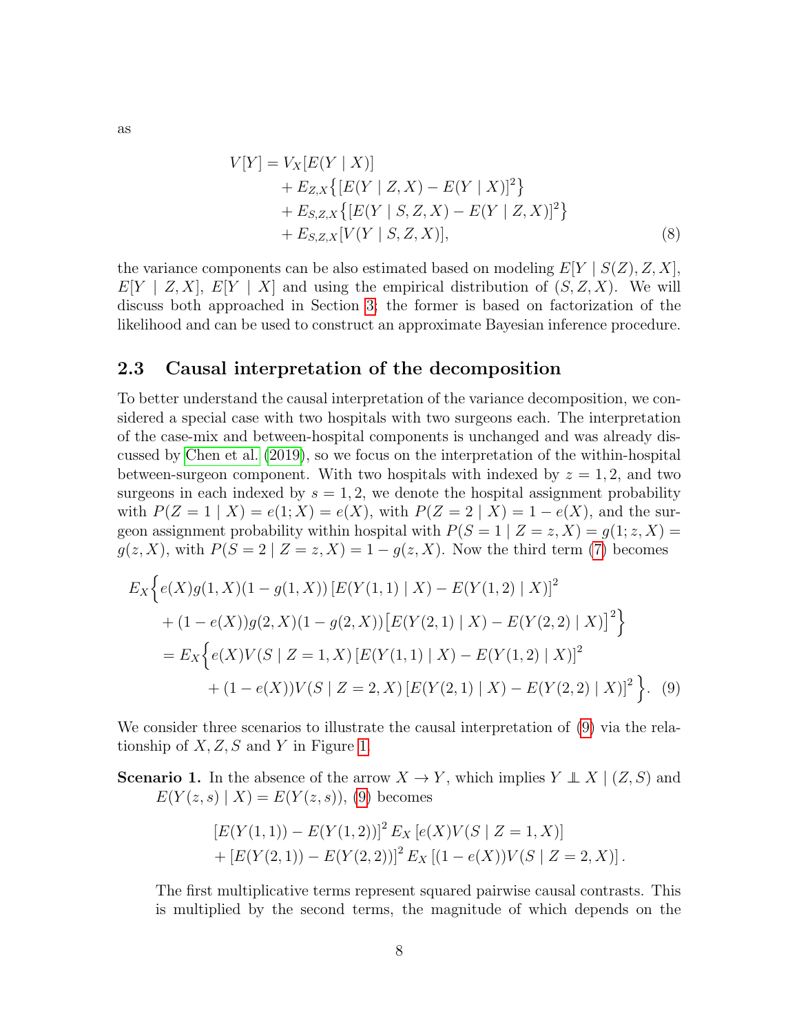as

$$
\begin{aligned}
V[Y] = &\ V_X[E(Y \mid X)] \\
&+ E_{Z,X}\big\{[E(Y \mid Z, X) - E(Y \mid X)]^2\big\} \\
&+ E_{S,Z,X}\big\{[E(Y \mid S, Z, X) - E(Y \mid Z, X)]^2\big\} \\
&+ E_{S,Z,X}[V(Y \mid S, Z, X)],
\end{aligned} \tag{8}
$$

the variance components can be also estimated based on modeling $E[Y \mid S(Z), Z, X]$, $E[Y \mid Z, X]$, $E[Y \mid X]$ and using the empirical distribution of $(S, Z, X)$. We will discuss both approached in Section 3; the former is based on factorization of the likelihood and can be used to construct an approximate Bayesian inference procedure.

## 2.3 Causal interpretation of the decomposition

To better understand the causal interpretation of the variance decomposition, we considered a special case with two hospitals with two surgeons each. The interpretation of the case-mix and between-hospital components is unchanged and was already discussed by Chen et al. (2019), so we focus on the interpretation of the within-hospital between-surgeon component. With two hospitals with indexed by $z = 1, 2$, and two surgeons in each indexed by $s = 1, 2$, we denote the hospital assignment probability with $P(Z = 1 \mid X) = e(1; X) = e(X)$, with $P(Z = 2 \mid X) = 1 - e(X)$, and the surgeon assignment probability within hospital with $P(S = 1 \mid Z = z, X) = g(1; z, X) = g(z, X)$, with $P(S = 2 \mid Z = z, X) = 1 - g(z, X)$. Now the third term (7) becomes

$$
\begin{aligned}
E_X\Big\{&e(X)g(1,X)(1-g(1,X))\,[E(Y(1,1) \mid X) - E(Y(1,2) \mid X)]^2 \\
&+ (1-e(X))g(2,X)(1-g(2,X))\big[E(Y(2,1) \mid X) - E(Y(2,2) \mid X)\big]^2\Big\} \\
= E_X\Big\{&e(X)V(S \mid Z=1,X)\,[E(Y(1,1) \mid X) - E(Y(1,2) \mid X)]^2 \\
&+ (1-e(X))V(S \mid Z=2,X)\,[E(Y(2,1) \mid X) - E(Y(2,2) \mid X)]^2\Big\}.
\end{aligned} \tag{9}
$$

We consider three scenarios to illustrate the causal interpretation of (9) via the relationship of $X, Z, S$ and $Y$ in Figure 1.

**Scenario 1.** In the absence of the arrow $X \to Y$, which implies $Y \perp\!\!\!\perp X \mid (Z, S)$ and $E(Y(z,s) \mid X) = E(Y(z,s))$, (9) becomes

$$
\begin{aligned}
&[E(Y(1,1)) - E(Y(1,2))]^2\, E_X\,[e(X)V(S \mid Z=1,X)] \\
&+ [E(Y(2,1)) - E(Y(2,2))]^2\, E_X\,[(1-e(X))V(S \mid Z=2,X)]\,.
\end{aligned}
$$

The first multiplicative terms represent squared pairwise causal contrasts. This is multiplied by the second terms, the magnitude of which depends on the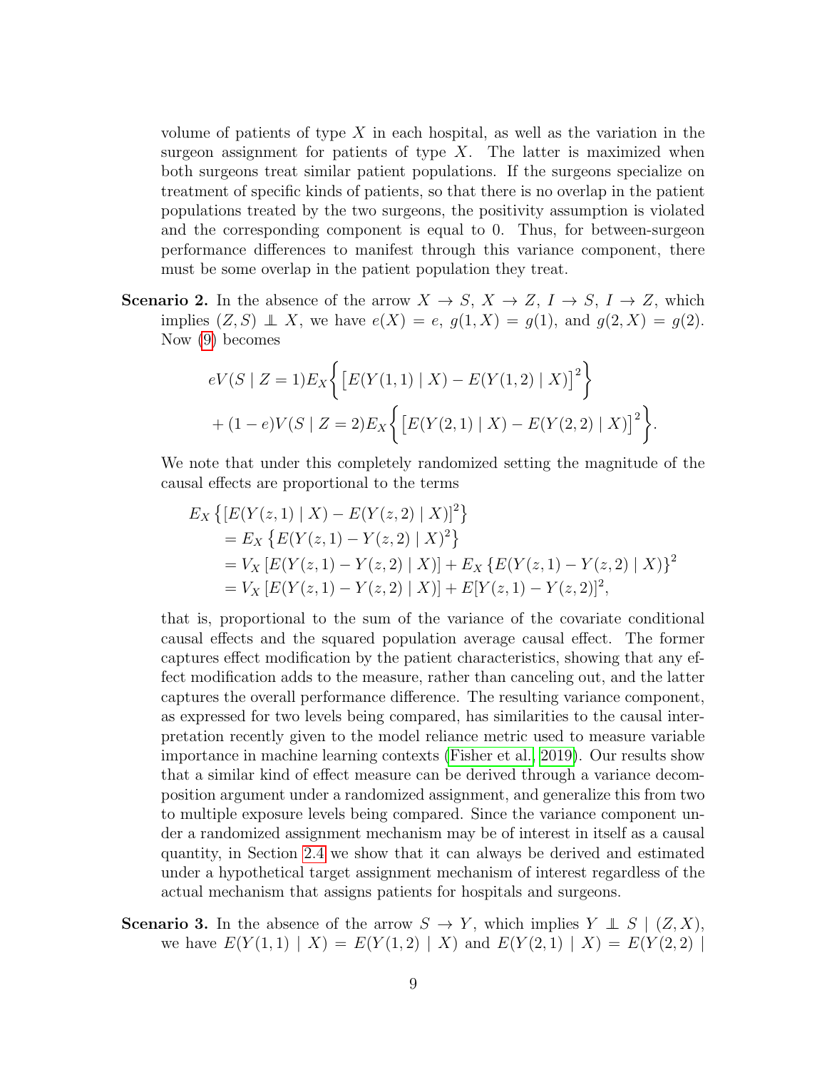volume of patients of type $X$ in each hospital, as well as the variation in the surgeon assignment for patients of type $X$. The latter is maximized when both surgeons treat similar patient populations. If the surgeons specialize on treatment of specific kinds of patients, so that there is no overlap in the patient populations treated by the two surgeons, the positivity assumption is violated and the corresponding component is equal to 0. Thus, for between-surgeon performance differences to manifest through this variance component, there must be some overlap in the patient population they treat.

**Scenario 2.** In the absence of the arrow $X \to S$, $X \to Z$, $I \to S$, $I \to Z$, which implies $(Z, S) \perp\!\!\!\perp X$, we have $e(X) = e$, $g(1, X) = g(1)$, and $g(2, X) = g(2)$. Now (9) becomes

$$
\begin{aligned}
&eV(S \mid Z = 1)E_X\bigg\{\big[E(Y(1,1) \mid X) - E(Y(1,2) \mid X)\big]^2\bigg\} \\
&\quad + (1-e)V(S \mid Z = 2)E_X\bigg\{\big[E(Y(2,1) \mid X) - E(Y(2,2) \mid X)\big]^2\bigg\}.
\end{aligned}
$$

We note that under this completely randomized setting the magnitude of the causal effects are proportional to the terms

$$
\begin{aligned}
E_X &\left\{[E(Y(z,1) \mid X) - E(Y(z,2) \mid X)]^2\right\} \\
&= E_X\left\{E(Y(z,1) - Y(z,2) \mid X)^2\right\} \\
&= V_X\left[E(Y(z,1) - Y(z,2) \mid X)\right] + E_X\left\{E(Y(z,1) - Y(z,2) \mid X)\right\}^2 \\
&= V_X\left[E(Y(z,1) - Y(z,2) \mid X)\right] + E[Y(z,1) - Y(z,2)]^2,
\end{aligned}
$$

that is, proportional to the sum of the variance of the covariate conditional causal effects and the squared population average causal effect. The former captures effect modification by the patient characteristics, showing that any effect modification adds to the measure, rather than canceling out, and the latter captures the overall performance difference. The resulting variance component, as expressed for two levels being compared, has similarities to the causal interpretation recently given to the model reliance metric used to measure variable importance in machine learning contexts (Fisher et al., 2019). Our results show that a similar kind of effect measure can be derived through a variance decomposition argument under a randomized assignment, and generalize this from two to multiple exposure levels being compared. Since the variance component under a randomized assignment mechanism may be of interest in itself as a causal quantity, in Section 2.4 we show that it can always be derived and estimated under a hypothetical target assignment mechanism of interest regardless of the actual mechanism that assigns patients for hospitals and surgeons.

**Scenario 3.** In the absence of the arrow $S \to Y$, which implies $Y \perp\!\!\!\perp S \mid (Z, X)$, we have $E(Y(1,1) \mid X) = E(Y(1,2) \mid X)$ and $E(Y(2,1) \mid X) = E(Y(2,2) \mid$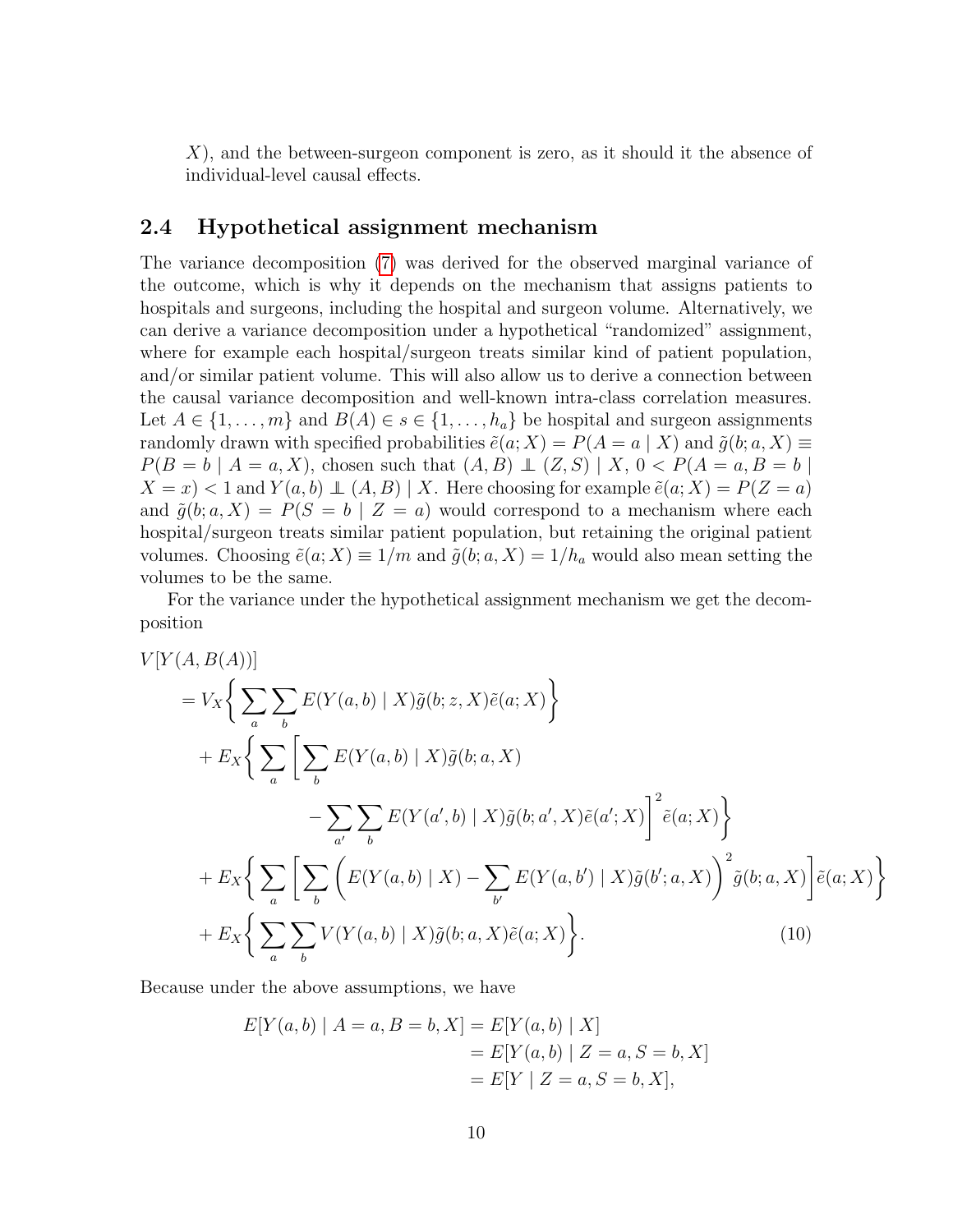$X$), and the between-surgeon component is zero, as it should it the absence of individual-level causal effects.

## 2.4 Hypothetical assignment mechanism

The variance decomposition (7) was derived for the observed marginal variance of the outcome, which is why it depends on the mechanism that assigns patients to hospitals and surgeons, including the hospital and surgeon volume. Alternatively, we can derive a variance decomposition under a hypothetical "randomized" assignment, where for example each hospital/surgeon treats similar kind of patient population, and/or similar patient volume. This will also allow us to derive a connection between the causal variance decomposition and well-known intra-class correlation measures. Let $A \in \{1, \ldots, m\}$ and $B(A) \in s \in \{1, \ldots, h_a\}$ be hospital and surgeon assignments randomly drawn with specified probabilities $\tilde{e}(a; X) = P(A = a \mid X)$ and $\tilde{g}(b; a, X) \equiv P(B = b \mid A = a, X)$, chosen such that $(A, B) \perp\!\!\!\perp (Z, S) \mid X$, $0 < P(A = a, B = b \mid X = x) < 1$ and $Y(a, b) \perp\!\!\!\perp (A, B) \mid X$. Here choosing for example $\tilde{e}(a; X) = P(Z = a)$ and $\tilde{g}(b; a, X) = P(S = b \mid Z = a)$ would correspond to a mechanism where each hospital/surgeon treats similar patient population, but retaining the original patient volumes. Choosing $\tilde{e}(a; X) \equiv 1/m$ and $\tilde{g}(b; a, X) = 1/h_a$ would also mean setting the volumes to be the same.

For the variance under the hypothetical assignment mechanism we get the decomposition

$$
\begin{aligned}
V&[Y(A, B(A))] \\
&= V_X\bigg\{ \sum_a \sum_b E(Y(a, b) \mid X)\tilde{g}(b; z, X)\tilde{e}(a; X) \bigg\} \\
&\quad + E_X\bigg\{ \sum_a \bigg[ \sum_b E(Y(a, b) \mid X)\tilde{g}(b; a, X) \\
&\qquad\qquad - \sum_{a'} \sum_b E(Y(a', b) \mid X)\tilde{g}(b; a', X)\tilde{e}(a'; X) \bigg]^2 \tilde{e}(a; X) \bigg\} \\
&\quad + E_X\bigg\{ \sum_a \bigg[ \sum_b \bigg( E(Y(a, b) \mid X) - \sum_{b'} E(Y(a, b') \mid X)\tilde{g}(b'; a, X) \bigg)^2 \tilde{g}(b; a, X) \bigg] \tilde{e}(a; X) \bigg\} \\
&\quad + E_X\bigg\{ \sum_a \sum_b V(Y(a, b) \mid X)\tilde{g}(b; a, X)\tilde{e}(a; X) \bigg\}. \qquad (10)
\end{aligned}
$$

Because under the above assumptions, we have

$$
\begin{aligned}
E[Y(a, b) \mid A = a, B = b, X] &= E[Y(a, b) \mid X] \\
&= E[Y(a, b) \mid Z = a, S = b, X] \\
&= E[Y \mid Z = a, S = b, X],
\end{aligned}
$$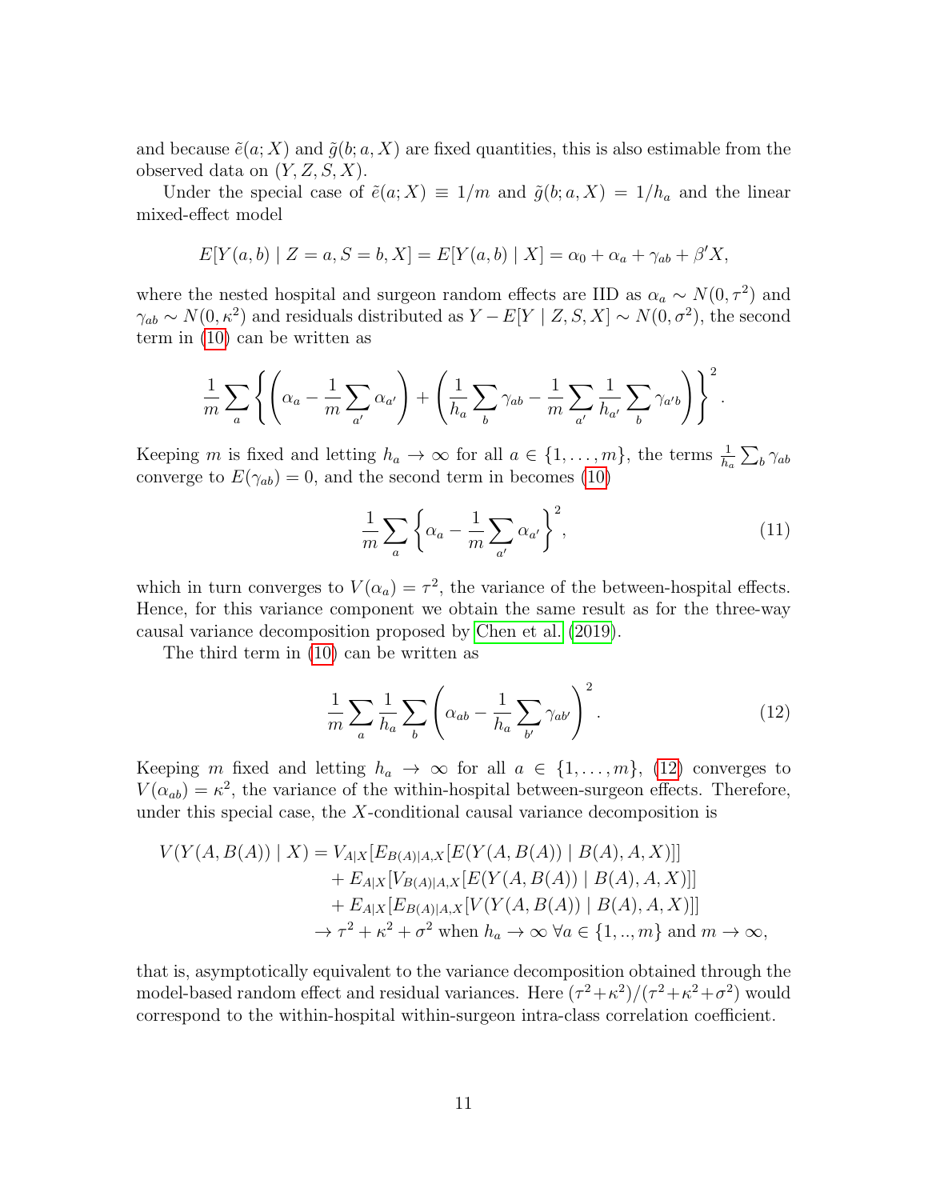and because $\tilde{e}(a; X)$ and $\tilde{g}(b; a, X)$ are fixed quantities, this is also estimable from the observed data on $(Y, Z, S, X)$.

Under the special case of $\tilde{e}(a; X) \equiv 1/m$ and $\tilde{g}(b; a, X) = 1/h_a$ and the linear mixed-effect model

$$E[Y(a, b) \mid Z = a, S = b, X] = E[Y(a, b) \mid X] = \alpha_0 + \alpha_a + \gamma_{ab} + \beta' X,$$

where the nested hospital and surgeon random effects are IID as $\alpha_a \sim N(0, \tau^2)$ and $\gamma_{ab} \sim N(0, \kappa^2)$ and residuals distributed as $Y - E[Y \mid Z, S, X] \sim N(0, \sigma^2)$, the second term in (10) can be written as

$$\frac{1}{m} \sum_a \left\{ \left( \alpha_a - \frac{1}{m} \sum_{a'} \alpha_{a'} \right) + \left( \frac{1}{h_a} \sum_b \gamma_{ab} - \frac{1}{m} \sum_{a'} \frac{1}{h_{a'}} \sum_b \gamma_{a'b} \right) \right\}^2.$$

Keeping $m$ is fixed and letting $h_a \to \infty$ for all $a \in \{1, \ldots, m\}$, the terms $\frac{1}{h_a} \sum_b \gamma_{ab}$ converge to $E(\gamma_{ab}) = 0$, and the second term in becomes (10)

$$\frac{1}{m} \sum_a \left\{ \alpha_a - \frac{1}{m} \sum_{a'} \alpha_{a'} \right\}^2, \tag{11}$$

which in turn converges to $V(\alpha_a) = \tau^2$, the variance of the between-hospital effects. Hence, for this variance component we obtain the same result as for the three-way causal variance decomposition proposed by Chen et al. (2019).

The third term in (10) can be written as

$$\frac{1}{m} \sum_a \frac{1}{h_a} \sum_b \left( \alpha_{ab} - \frac{1}{h_a} \sum_{b'} \gamma_{ab'} \right)^2. \tag{12}$$

Keeping $m$ fixed and letting $h_a \to \infty$ for all $a \in \{1, \ldots, m\}$, (12) converges to $V(\alpha_{ab}) = \kappa^2$, the variance of the within-hospital between-surgeon effects. Therefore, under this special case, the $X$-conditional causal variance decomposition is

$$\begin{aligned}
V(Y(A, B(A)) \mid X) &= V_{A|X}[E_{B(A)|A,X}[E(Y(A, B(A)) \mid B(A), A, X)]] \\
&\quad + E_{A|X}[V_{B(A)|A,X}[E(Y(A, B(A)) \mid B(A), A, X)]] \\
&\quad + E_{A|X}[E_{B(A)|A,X}[V(Y(A, B(A)) \mid B(A), A, X)]] \\
&\to \tau^2 + \kappa^2 + \sigma^2 \text{ when } h_a \to \infty \; \forall a \in \{1, .., m\} \text{ and } m \to \infty,
\end{aligned}$$

that is, asymptotically equivalent to the variance decomposition obtained through the model-based random effect and residual variances. Here $(\tau^2 + \kappa^2)/(\tau^2 + \kappa^2 + \sigma^2)$ would correspond to the within-hospital within-surgeon intra-class correlation coefficient.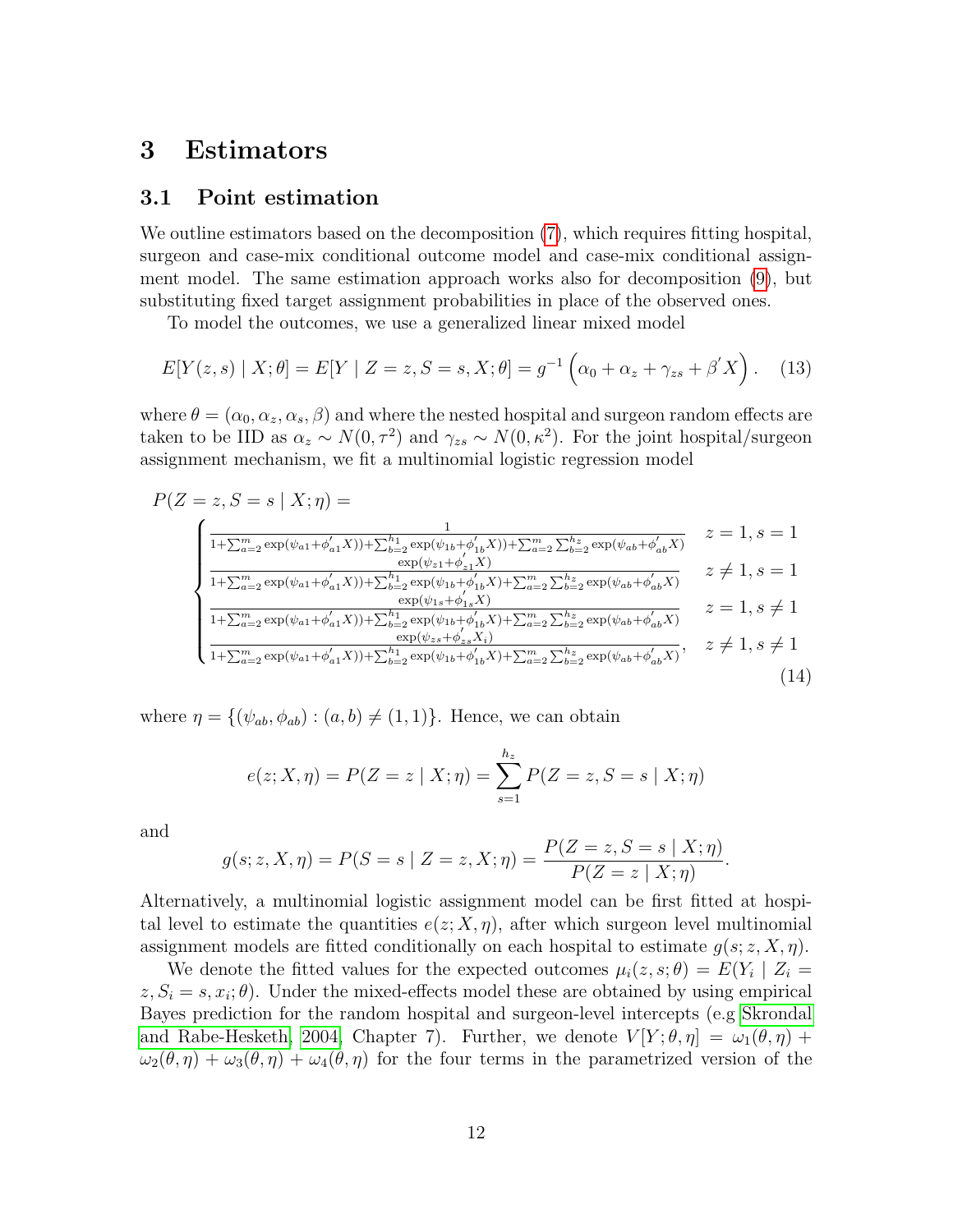# 3 Estimators

## 3.1 Point estimation

We outline estimators based on the decomposition (7), which requires fitting hospital, surgeon and case-mix conditional outcome model and case-mix conditional assignment model. The same estimation approach works also for decomposition (9), but substituting fixed target assignment probabilities in place of the observed ones.

To model the outcomes, we use a generalized linear mixed model

$$E[Y(z,s) \mid X;\theta] = E[Y \mid Z=z, S=s, X;\theta] = g^{-1}\left(\alpha_0 + \alpha_z + \gamma_{zs} + \beta^{'}X\right). \quad (13)$$

where $\theta = (\alpha_0, \alpha_z, \alpha_s, \beta)$ and where the nested hospital and surgeon random effects are taken to be IID as $\alpha_z \sim N(0, \tau^2)$ and $\gamma_{zs} \sim N(0, \kappa^2)$. For the joint hospital/surgeon assignment mechanism, we fit a multinomial logistic regression model

$$P(Z=z, S=s \mid X;\eta) =$$
$$\begin{cases} \frac{1}{1+\sum_{a=2}^{m}\exp(\psi_{a1}+\phi_{a1}^{'}X))+\sum_{b=2}^{h_1}\exp(\psi_{1b}+\phi_{1b}^{'}X))+\sum_{a=2}^{m}\sum_{b=2}^{h_z}\exp(\psi_{ab}+\phi_{ab}^{'}X)} & z=1, s=1 \\ \frac{\exp(\psi_{z1}+\phi_{z1}^{'}X)}{1+\sum_{a=2}^{m}\exp(\psi_{a1}+\phi_{a1}^{'}X))+\sum_{b=2}^{h_1}\exp(\psi_{1b}+\phi_{1b}^{'}X)+\sum_{a=2}^{m}\sum_{b=2}^{h_z}\exp(\psi_{ab}+\phi_{ab}^{'}X)} & z\neq 1, s=1 \\ \frac{\exp(\psi_{1s}+\phi_{1s}^{'}X)}{1+\sum_{a=2}^{m}\exp(\psi_{a1}+\phi_{a1}^{'}X))+\sum_{b=2}^{h_1}\exp(\psi_{1b}+\phi_{1b}^{'}X)+\sum_{a=2}^{m}\sum_{b=2}^{h_z}\exp(\psi_{ab}+\phi_{ab}^{'}X)} & z=1, s\neq 1 \\ \frac{\exp(\psi_{zs}+\phi_{zs}^{'}X_i)}{1+\sum_{a=2}^{m}\exp(\psi_{a1}+\phi_{a1}^{'}X))+\sum_{b=2}^{h_1}\exp(\psi_{1b}+\phi_{1b}^{'}X)+\sum_{a=2}^{m}\sum_{b=2}^{h_z}\exp(\psi_{ab}+\phi_{ab}^{'}X)}, & z\neq 1, s\neq 1 \end{cases} \quad (14)$$

where $\eta = \{(\psi_{ab}, \phi_{ab}) : (a,b) \neq (1,1)\}$. Hence, we can obtain

$$e(z; X, \eta) = P(Z=z \mid X;\eta) = \sum_{s=1}^{h_z} P(Z=z, S=s \mid X;\eta)$$

and

$$g(s; z, X, \eta) = P(S=s \mid Z=z, X;\eta) = \frac{P(Z=z, S=s \mid X;\eta)}{P(Z=z \mid X;\eta)}.$$

Alternatively, a multinomial logistic assignment model can be first fitted at hospital level to estimate the quantities $e(z; X, \eta)$, after which surgeon level multinomial assignment models are fitted conditionally on each hospital to estimate $g(s; z, X, \eta)$.

We denote the fitted values for the expected outcomes $\mu_i(z,s;\theta) = E(Y_i \mid Z_i = z, S_i = s, x_i;\theta)$. Under the mixed-effects model these are obtained by using empirical Bayes prediction for the random hospital and surgeon-level intercepts (e.g Skrondal and Rabe-Hesketh, 2004, Chapter 7). Further, we denote $V[Y;\theta,\eta] = \omega_1(\theta,\eta) + \omega_2(\theta,\eta) + \omega_3(\theta,\eta) + \omega_4(\theta,\eta)$ for the four terms in the parametrized version of the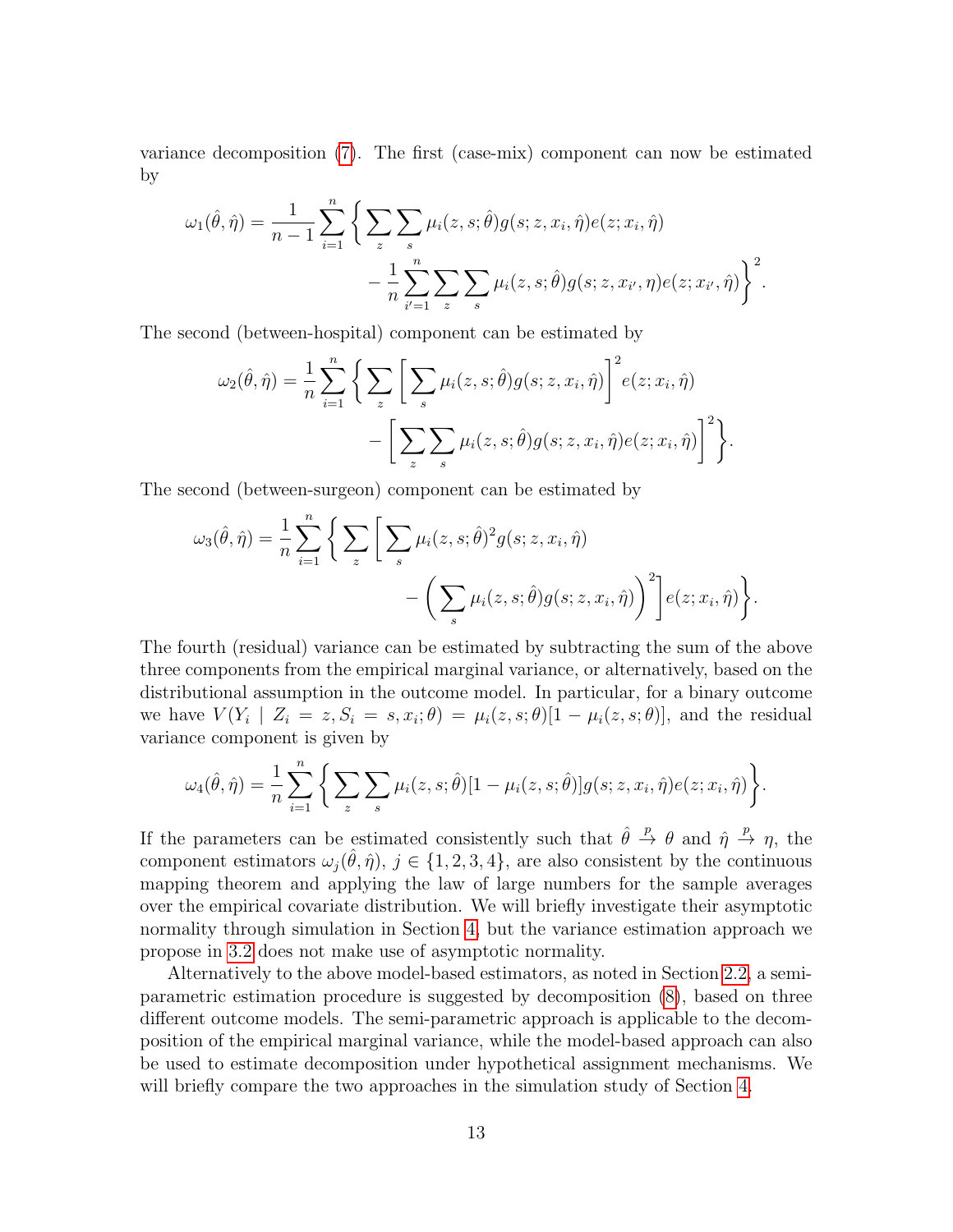variance decomposition (7). The first (case-mix) component can now be estimated by

$$
\omega_1(\hat{\theta}, \hat{\eta}) = \frac{1}{n-1} \sum_{i=1}^{n} \Bigg\{ \sum_{z} \sum_{s} \mu_i(z, s; \hat{\theta}) g(s; z, x_i, \hat{\eta}) e(z; x_i, \hat{\eta}) - \frac{1}{n} \sum_{i'=1}^{n} \sum_{z} \sum_{s} \mu_i(z, s; \hat{\theta}) g(s; z, x_{i'}, \eta) e(z; x_{i'}, \hat{\eta}) \Bigg\}^2 .
$$

The second (between-hospital) component can be estimated by

$$
\omega_2(\hat{\theta}, \hat{\eta}) = \frac{1}{n} \sum_{i=1}^{n} \Bigg\{ \sum_{z} \Bigg[ \sum_{s} \mu_i(z, s; \hat{\theta}) g(s; z, x_i, \hat{\eta}) \Bigg]^2 e(z; x_i, \hat{\eta}) - \Bigg[ \sum_{z} \sum_{s} \mu_i(z, s; \hat{\theta}) g(s; z, x_i, \hat{\eta}) e(z; x_i, \hat{\eta}) \Bigg]^2 \Bigg\}.
$$

The second (between-surgeon) component can be estimated by

$$
\omega_3(\hat{\theta}, \hat{\eta}) = \frac{1}{n} \sum_{i=1}^{n} \Bigg\{ \sum_{z} \Bigg[ \sum_{s} \mu_i(z, s; \hat{\theta})^2 g(s; z, x_i, \hat{\eta}) - \Bigg( \sum_{s} \mu_i(z, s; \hat{\theta}) g(s; z, x_i, \hat{\eta}) \Bigg)^2 \Bigg] e(z; x_i, \hat{\eta}) \Bigg\}.
$$

The fourth (residual) variance can be estimated by subtracting the sum of the above three components from the empirical marginal variance, or alternatively, based on the distributional assumption in the outcome model. In particular, for a binary outcome we have $V(Y_i \mid Z_i = z, S_i = s, x_i; \theta) = \mu_i(z, s; \theta)[1 - \mu_i(z, s; \theta)]$, and the residual variance component is given by

$$
\omega_4(\hat{\theta}, \hat{\eta}) = \frac{1}{n} \sum_{i=1}^{n} \Bigg\{ \sum_{z} \sum_{s} \mu_i(z, s; \hat{\theta})[1 - \mu_i(z, s; \hat{\theta})] g(s; z, x_i, \hat{\eta}) e(z; x_i, \hat{\eta}) \Bigg\}.
$$

If the parameters can be estimated consistently such that $\hat{\theta} \xrightarrow{p} \theta$ and $\hat{\eta} \xrightarrow{p} \eta$, the component estimators $\omega_j(\hat{\theta}, \hat{\eta})$, $j \in \{1, 2, 3, 4\}$, are also consistent by the continuous mapping theorem and applying the law of large numbers for the sample averages over the empirical covariate distribution. We will briefly investigate their asymptotic normality through simulation in Section 4, but the variance estimation approach we propose in 3.2 does not make use of asymptotic normality.

Alternatively to the above model-based estimators, as noted in Section 2.2, a semi-parametric estimation procedure is suggested by decomposition (8), based on three different outcome models. The semi-parametric approach is applicable to the decomposition of the empirical marginal variance, while the model-based approach can also be used to estimate decomposition under hypothetical assignment mechanisms. We will briefly compare the two approaches in the simulation study of Section 4.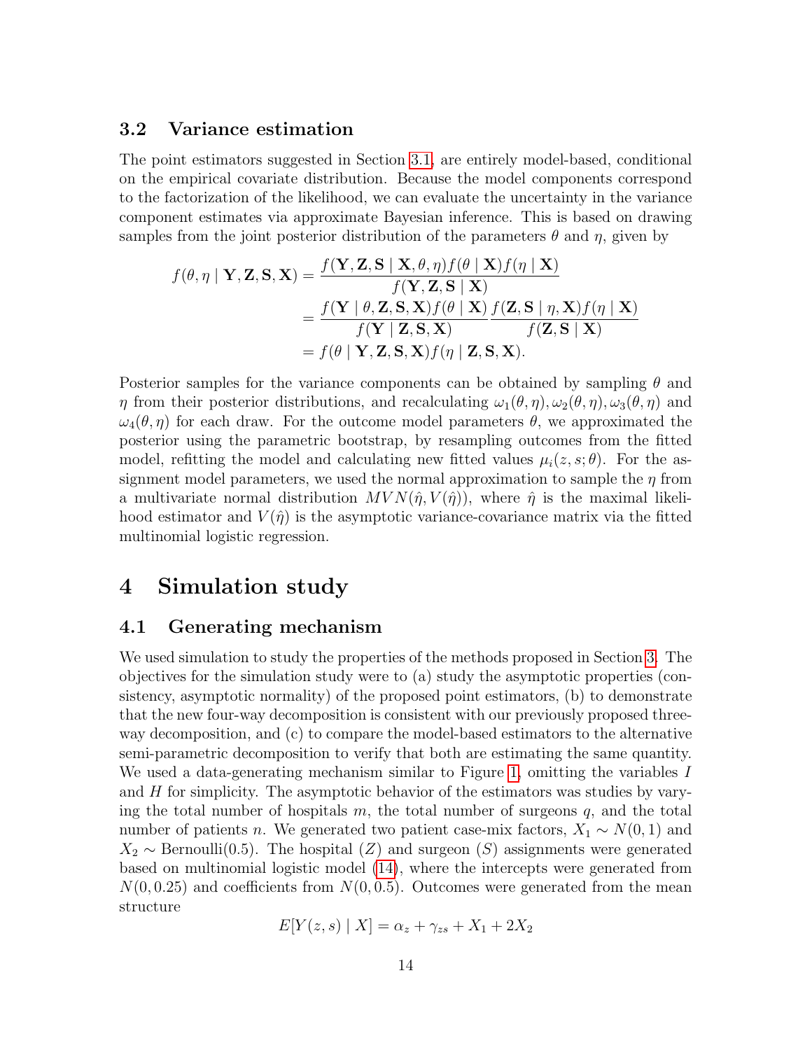### 3.2 Variance estimation

The point estimators suggested in Section 3.1, are entirely model-based, conditional on the empirical covariate distribution. Because the model components correspond to the factorization of the likelihood, we can evaluate the uncertainty in the variance component estimates via approximate Bayesian inference. This is based on drawing samples from the joint posterior distribution of the parameters $\theta$ and $\eta$, given by

$$
\begin{aligned}
f(\theta, \eta \mid \mathbf{Y}, \mathbf{Z}, \mathbf{S}, \mathbf{X}) &= \frac{f(\mathbf{Y}, \mathbf{Z}, \mathbf{S} \mid \mathbf{X}, \theta, \eta) f(\theta \mid \mathbf{X}) f(\eta \mid \mathbf{X})}{f(\mathbf{Y}, \mathbf{Z}, \mathbf{S} \mid \mathbf{X})} \\
&= \frac{f(\mathbf{Y} \mid \theta, \mathbf{Z}, \mathbf{S}, \mathbf{X}) f(\theta \mid \mathbf{X})}{f(\mathbf{Y} \mid \mathbf{Z}, \mathbf{S}, \mathbf{X})} \frac{f(\mathbf{Z}, \mathbf{S} \mid \eta, \mathbf{X}) f(\eta \mid \mathbf{X})}{f(\mathbf{Z}, \mathbf{S} \mid \mathbf{X})} \\
&= f(\theta \mid \mathbf{Y}, \mathbf{Z}, \mathbf{S}, \mathbf{X}) f(\eta \mid \mathbf{Z}, \mathbf{S}, \mathbf{X}).
\end{aligned}
$$

Posterior samples for the variance components can be obtained by sampling $\theta$ and $\eta$ from their posterior distributions, and recalculating $\omega_1(\theta, \eta), \omega_2(\theta, \eta), \omega_3(\theta, \eta)$ and $\omega_4(\theta, \eta)$ for each draw. For the outcome model parameters $\theta$, we approximated the posterior using the parametric bootstrap, by resampling outcomes from the fitted model, refitting the model and calculating new fitted values $\mu_i(z, s; \theta)$. For the assignment model parameters, we used the normal approximation to sample the $\eta$ from a multivariate normal distribution $MVN(\hat{\eta}, V(\hat{\eta}))$, where $\hat{\eta}$ is the maximal likelihood estimator and $V(\hat{\eta})$ is the asymptotic variance-covariance matrix via the fitted multinomial logistic regression.

# 4 Simulation study

## 4.1 Generating mechanism

We used simulation to study the properties of the methods proposed in Section 3. The objectives for the simulation study were to (a) study the asymptotic properties (consistency, asymptotic normality) of the proposed point estimators, (b) to demonstrate that the new four-way decomposition is consistent with our previously proposed three-way decomposition, and (c) to compare the model-based estimators to the alternative semi-parametric decomposition to verify that both are estimating the same quantity. We used a data-generating mechanism similar to Figure 1, omitting the variables $I$ and $H$ for simplicity. The asymptotic behavior of the estimators was studies by varying the total number of hospitals $m$, the total number of surgeons $q$, and the total number of patients $n$. We generated two patient case-mix factors, $X_1 \sim N(0, 1)$ and $X_2 \sim \text{Bernoulli}(0.5)$. The hospital ($Z$) and surgeon ($S$) assignments were generated based on multinomial logistic model (14), where the intercepts were generated from $N(0, 0.25)$ and coefficients from $N(0, 0.5)$. Outcomes were generated from the mean structure

$$
E[Y(z, s) \mid X] = \alpha_z + \gamma_{zs} + X_1 + 2X_2
$$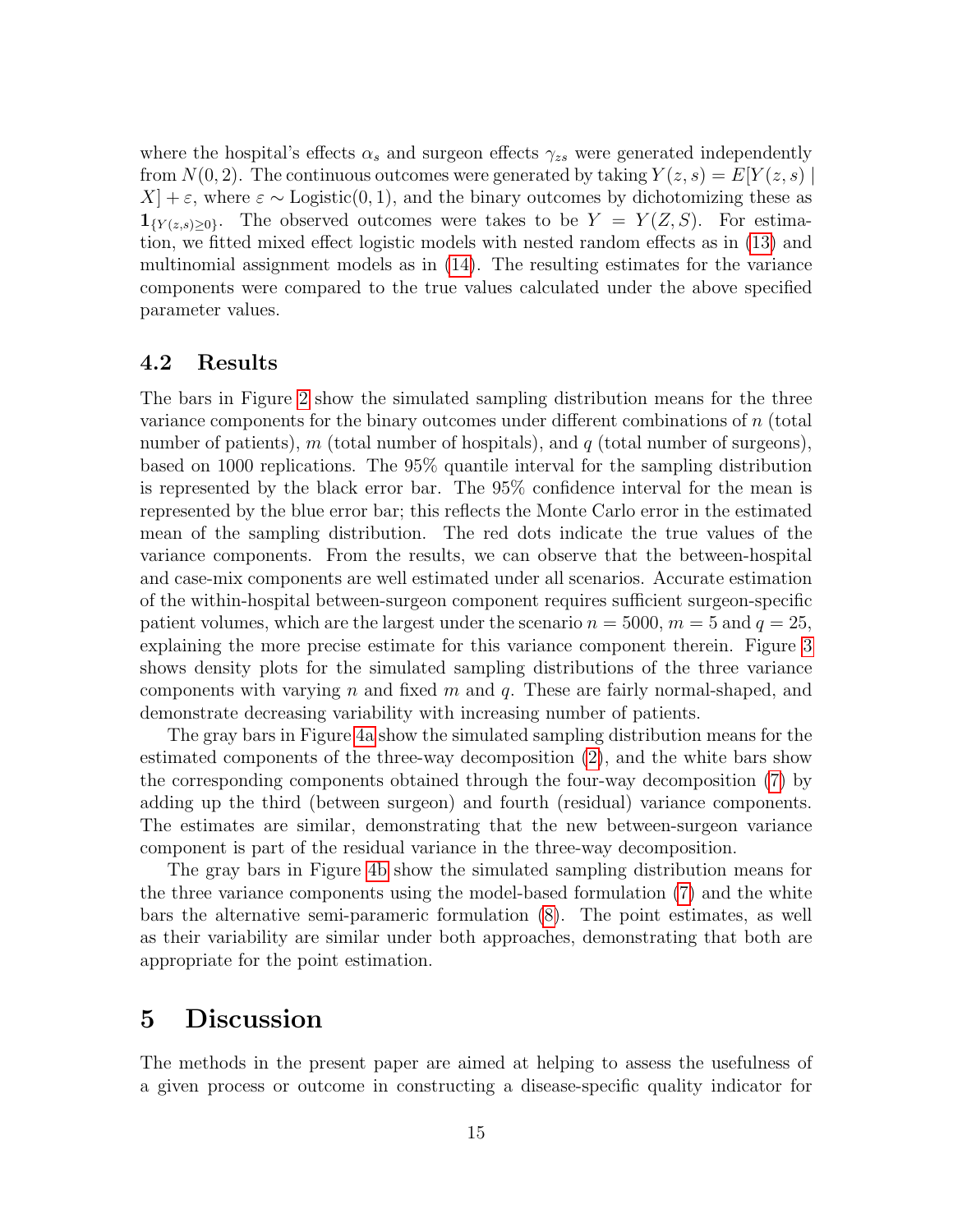where the hospital's effects $\alpha_s$ and surgeon effects $\gamma_{zs}$ were generated independently from $N(0, 2)$. The continuous outcomes were generated by taking $Y(z, s) = E[Y(z, s) \mid X] + \varepsilon$, where $\varepsilon \sim \text{Logistic}(0, 1)$, and the binary outcomes by dichotomizing these as $\mathbf{1}_{\{Y(z,s) \geq 0\}}$. The observed outcomes were takes to be $Y = Y(Z, S)$. For estimation, we fitted mixed effect logistic models with nested random effects as in (13) and multinomial assignment models as in (14). The resulting estimates for the variance components were compared to the true values calculated under the above specified parameter values.

## 4.2 Results

The bars in Figure 2 show the simulated sampling distribution means for the three variance components for the binary outcomes under different combinations of $n$ (total number of patients), $m$ (total number of hospitals), and $q$ (total number of surgeons), based on 1000 replications. The 95% quantile interval for the sampling distribution is represented by the black error bar. The 95% confidence interval for the mean is represented by the blue error bar; this reflects the Monte Carlo error in the estimated mean of the sampling distribution. The red dots indicate the true values of the variance components. From the results, we can observe that the between-hospital and case-mix components are well estimated under all scenarios. Accurate estimation of the within-hospital between-surgeon component requires sufficient surgeon-specific patient volumes, which are the largest under the scenario $n = 5000$, $m = 5$ and $q = 25$, explaining the more precise estimate for this variance component therein. Figure 3 shows density plots for the simulated sampling distributions of the three variance components with varying $n$ and fixed $m$ and $q$. These are fairly normal-shaped, and demonstrate decreasing variability with increasing number of patients.

The gray bars in Figure 4a show the simulated sampling distribution means for the estimated components of the three-way decomposition (2), and the white bars show the corresponding components obtained through the four-way decomposition (7) by adding up the third (between surgeon) and fourth (residual) variance components. The estimates are similar, demonstrating that the new between-surgeon variance component is part of the residual variance in the three-way decomposition.

The gray bars in Figure 4b show the simulated sampling distribution means for the three variance components using the model-based formulation (7) and the white bars the alternative semi-parameric formulation (8). The point estimates, as well as their variability are similar under both approaches, demonstrating that both are appropriate for the point estimation.

# 5 Discussion

The methods in the present paper are aimed at helping to assess the usefulness of a given process or outcome in constructing a disease-specific quality indicator for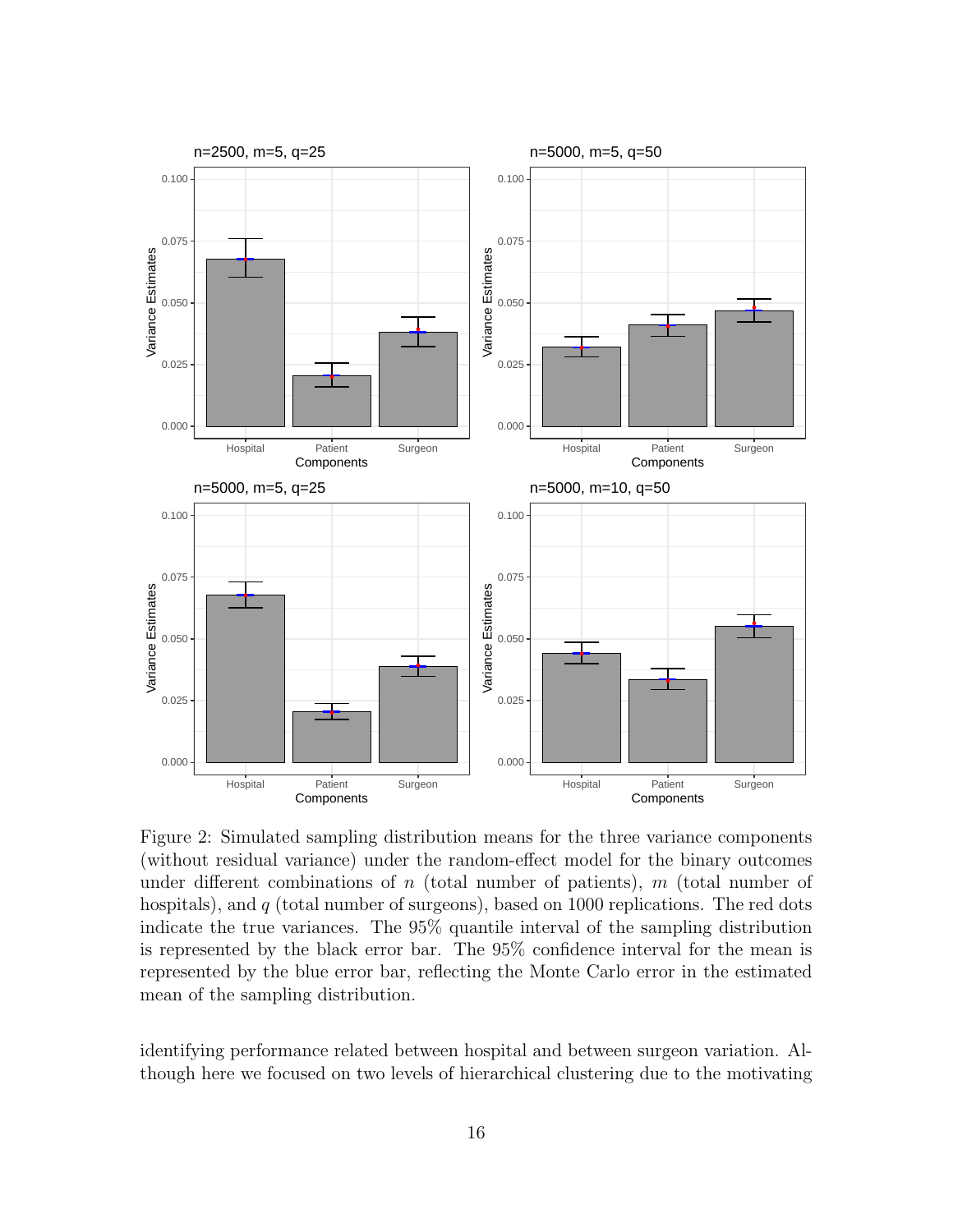Figure 2: Simulated sampling distribution means for the three variance components (without residual variance) under the random-effect model for the binary outcomes under different combinations of $n$ (total number of patients), $m$ (total number of hospitals), and $q$ (total number of surgeons), based on 1000 replications. The red dots indicate the true variances. The 95% quantile interval of the sampling distribution is represented by the black error bar. The 95% confidence interval for the mean is represented by the blue error bar, reflecting the Monte Carlo error in the estimated mean of the sampling distribution.

identifying performance related between hospital and between surgeon variation. Although here we focused on two levels of hierarchical clustering due to the motivating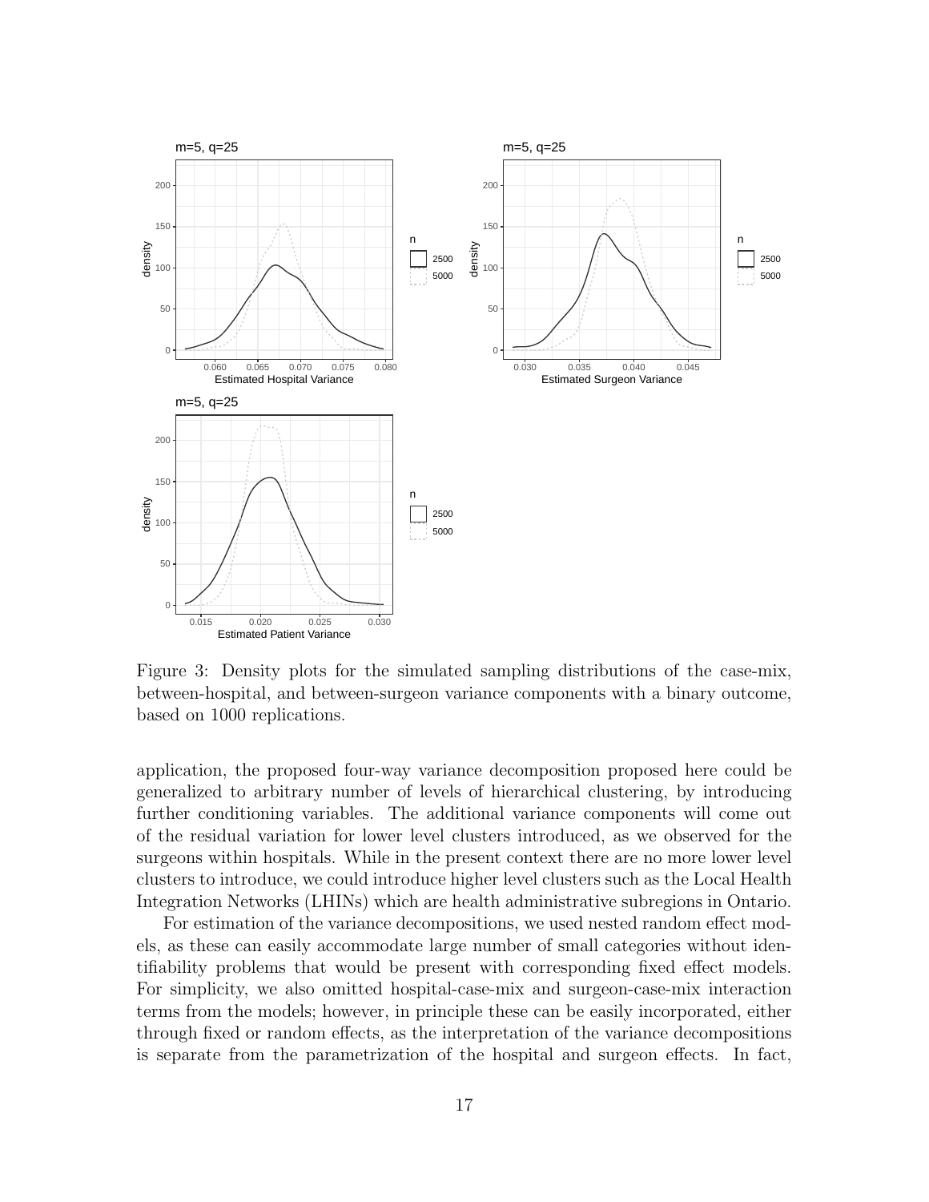Figure 3: Density plots for the simulated sampling distributions of the case-mix, between-hospital, and between-surgeon variance components with a binary outcome, based on 1000 replications.

application, the proposed four-way variance decomposition proposed here could be generalized to arbitrary number of levels of hierarchical clustering, by introducing further conditioning variables. The additional variance components will come out of the residual variation for lower level clusters introduced, as we observed for the surgeons within hospitals. While in the present context there are no more lower level clusters to introduce, we could introduce higher level clusters such as the Local Health Integration Networks (LHINs) which are health administrative subregions in Ontario.

For estimation of the variance decompositions, we used nested random effect models, as these can easily accommodate large number of small categories without identifiability problems that would be present with corresponding fixed effect models. For simplicity, we also omitted hospital-case-mix and surgeon-case-mix interaction terms from the models; however, in principle these can be easily incorporated, either through fixed or random effects, as the interpretation of the variance decompositions is separate from the parametrization of the hospital and surgeon effects. In fact,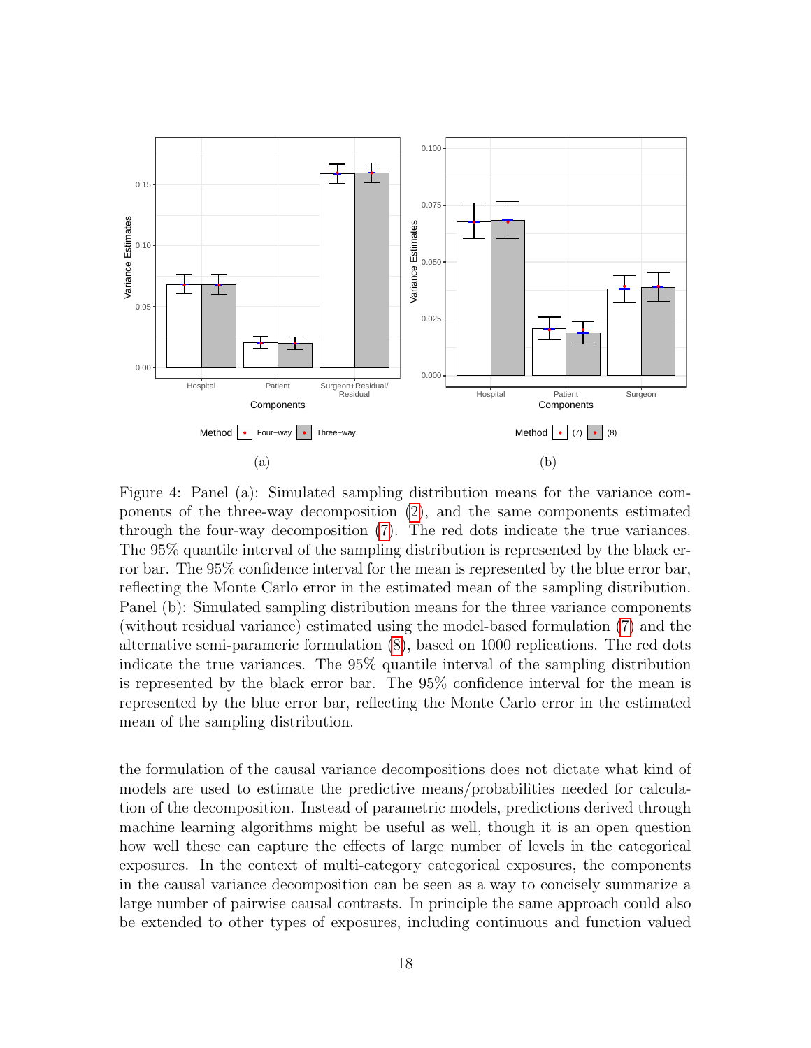Figure 4: Panel (a): Simulated sampling distribution means for the variance components of the three-way decomposition (2), and the same components estimated through the four-way decomposition (7). The red dots indicate the true variances. The 95% quantile interval of the sampling distribution is represented by the black error bar. The 95% confidence interval for the mean is represented by the blue error bar, reflecting the Monte Carlo error in the estimated mean of the sampling distribution. Panel (b): Simulated sampling distribution means for the three variance components (without residual variance) estimated using the model-based formulation (7) and the alternative semi-parameric formulation (8), based on 1000 replications. The red dots indicate the true variances. The 95% quantile interval of the sampling distribution is represented by the black error bar. The 95% confidence interval for the mean is represented by the blue error bar, reflecting the Monte Carlo error in the estimated mean of the sampling distribution.

the formulation of the causal variance decompositions does not dictate what kind of models are used to estimate the predictive means/probabilities needed for calculation of the decomposition. Instead of parametric models, predictions derived through machine learning algorithms might be useful as well, though it is an open question how well these can capture the effects of large number of levels in the categorical exposures. In the context of multi-category categorical exposures, the components in the causal variance decomposition can be seen as a way to concisely summarize a large number of pairwise causal contrasts. In principle the same approach could also be extended to other types of exposures, including continuous and function valued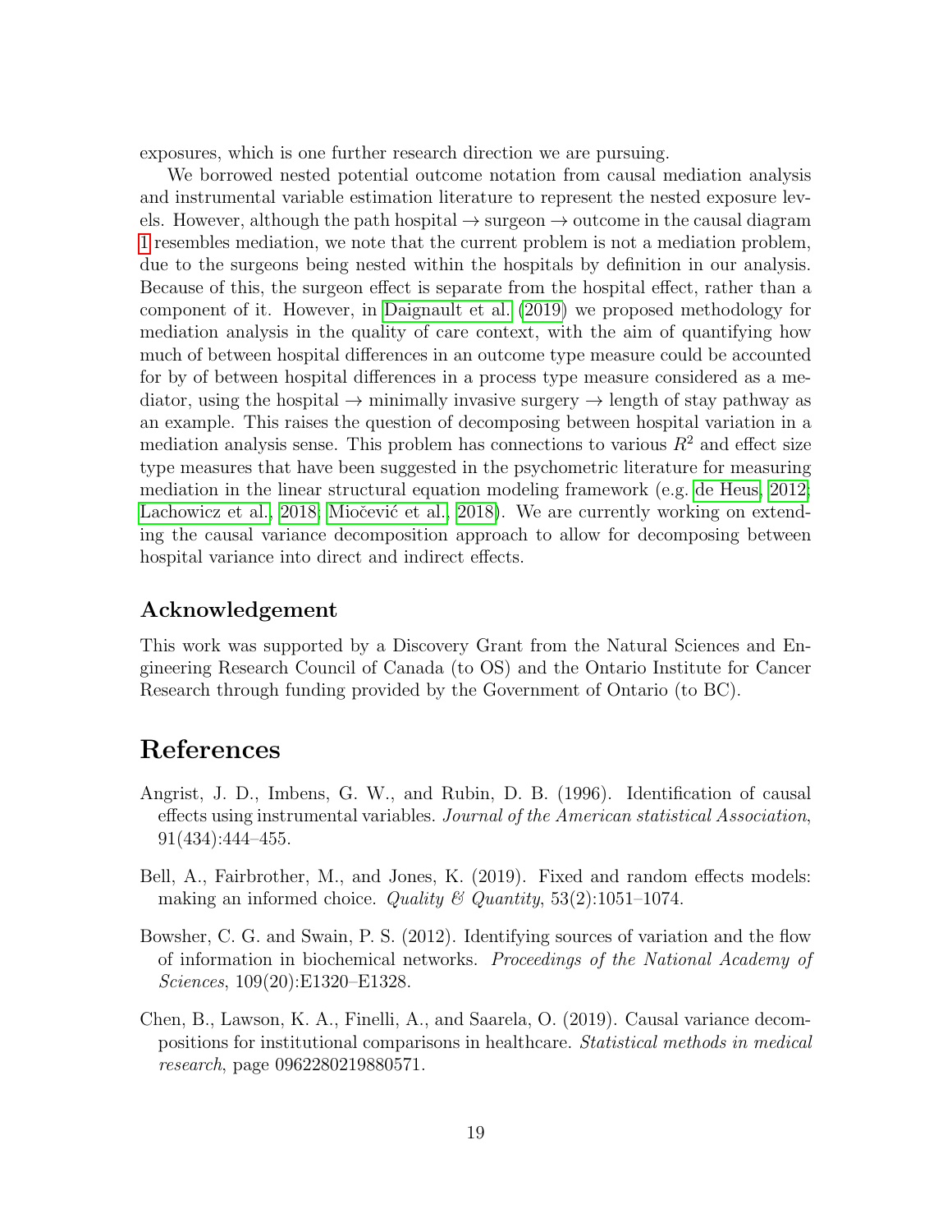exposures, which is one further research direction we are pursuing.

We borrowed nested potential outcome notation from causal mediation analysis and instrumental variable estimation literature to represent the nested exposure levels. However, although the path hospital → surgeon → outcome in the causal diagram 1 resembles mediation, we note that the current problem is not a mediation problem, due to the surgeons being nested within the hospitals by definition in our analysis. Because of this, the surgeon effect is separate from the hospital effect, rather than a component of it. However, in Daignault et al. (2019) we proposed methodology for mediation analysis in the quality of care context, with the aim of quantifying how much of between hospital differences in an outcome type measure could be accounted for by of between hospital differences in a process type measure considered as a mediator, using the hospital → minimally invasive surgery → length of stay pathway as an example. This raises the question of decomposing between hospital variation in a mediation analysis sense. This problem has connections to various $R^2$ and effect size type measures that have been suggested in the psychometric literature for measuring mediation in the linear structural equation modeling framework (e.g. de Heus, 2012; Lachowicz et al., 2018; Miočević et al., 2018). We are currently working on extending the causal variance decomposition approach to allow for decomposing between hospital variance into direct and indirect effects.

## Acknowledgement

This work was supported by a Discovery Grant from the Natural Sciences and Engineering Research Council of Canada (to OS) and the Ontario Institute for Cancer Research through funding provided by the Government of Ontario (to BC).

# References

Angrist, J. D., Imbens, G. W., and Rubin, D. B. (1996). Identification of causal effects using instrumental variables. *Journal of the American statistical Association*, 91(434):444–455.

Bell, A., Fairbrother, M., and Jones, K. (2019). Fixed and random effects models: making an informed choice. *Quality & Quantity*, 53(2):1051–1074.

Bowsher, C. G. and Swain, P. S. (2012). Identifying sources of variation and the flow of information in biochemical networks. *Proceedings of the National Academy of Sciences*, 109(20):E1320–E1328.

Chen, B., Lawson, K. A., Finelli, A., and Saarela, O. (2019). Causal variance decompositions for institutional comparisons in healthcare. *Statistical methods in medical research*, page 0962280219880571.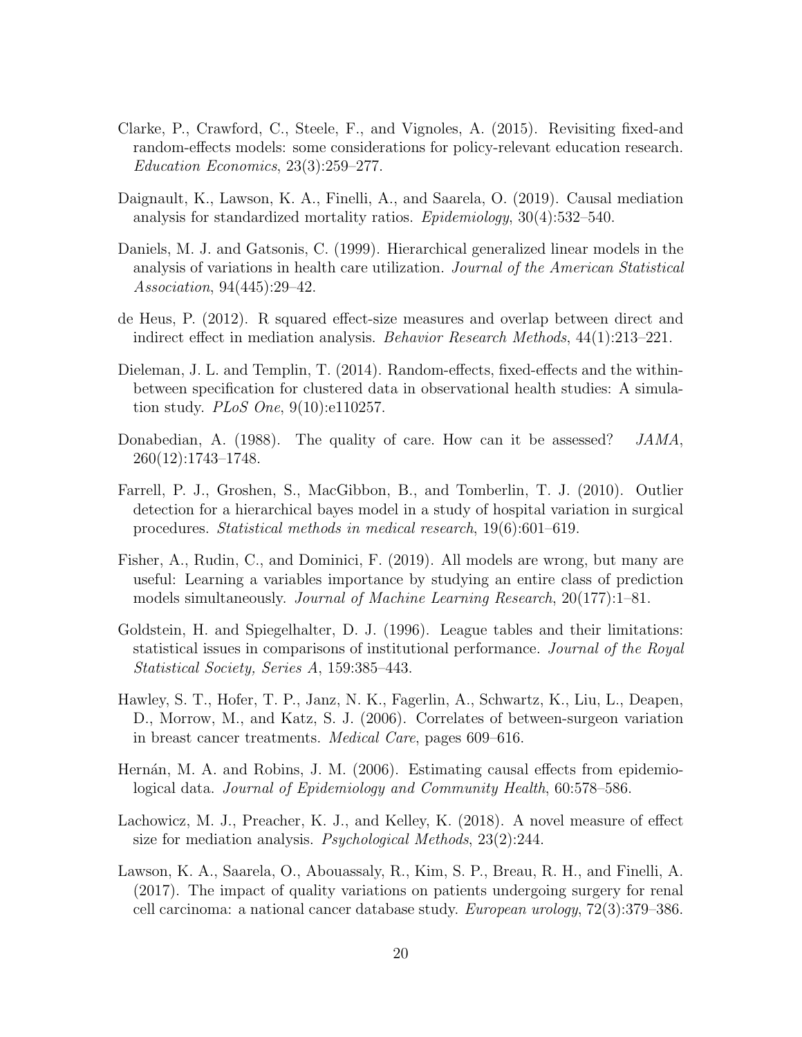Clarke, P., Crawford, C., Steele, F., and Vignoles, A. (2015). Revisiting fixed-and random-effects models: some considerations for policy-relevant education research. *Education Economics*, 23(3):259–277.

Daignault, K., Lawson, K. A., Finelli, A., and Saarela, O. (2019). Causal mediation analysis for standardized mortality ratios. *Epidemiology*, 30(4):532–540.

Daniels, M. J. and Gatsonis, C. (1999). Hierarchical generalized linear models in the analysis of variations in health care utilization. *Journal of the American Statistical Association*, 94(445):29–42.

de Heus, P. (2012). R squared effect-size measures and overlap between direct and indirect effect in mediation analysis. *Behavior Research Methods*, 44(1):213–221.

Dieleman, J. L. and Templin, T. (2014). Random-effects, fixed-effects and the within-between specification for clustered data in observational health studies: A simulation study. *PLoS One*, 9(10):e110257.

Donabedian, A. (1988). The quality of care. How can it be assessed? *JAMA*, 260(12):1743–1748.

Farrell, P. J., Groshen, S., MacGibbon, B., and Tomberlin, T. J. (2010). Outlier detection for a hierarchical bayes model in a study of hospital variation in surgical procedures. *Statistical methods in medical research*, 19(6):601–619.

Fisher, A., Rudin, C., and Dominici, F. (2019). All models are wrong, but many are useful: Learning a variables importance by studying an entire class of prediction models simultaneously. *Journal of Machine Learning Research*, 20(177):1–81.

Goldstein, H. and Spiegelhalter, D. J. (1996). League tables and their limitations: statistical issues in comparisons of institutional performance. *Journal of the Royal Statistical Society, Series A*, 159:385–443.

Hawley, S. T., Hofer, T. P., Janz, N. K., Fagerlin, A., Schwartz, K., Liu, L., Deapen, D., Morrow, M., and Katz, S. J. (2006). Correlates of between-surgeon variation in breast cancer treatments. *Medical Care*, pages 609–616.

Hernán, M. A. and Robins, J. M. (2006). Estimating causal effects from epidemiological data. *Journal of Epidemiology and Community Health*, 60:578–586.

Lachowicz, M. J., Preacher, K. J., and Kelley, K. (2018). A novel measure of effect size for mediation analysis. *Psychological Methods*, 23(2):244.

Lawson, K. A., Saarela, O., Abouassaly, R., Kim, S. P., Breau, R. H., and Finelli, A. (2017). The impact of quality variations on patients undergoing surgery for renal cell carcinoma: a national cancer database study. *European urology*, 72(3):379–386.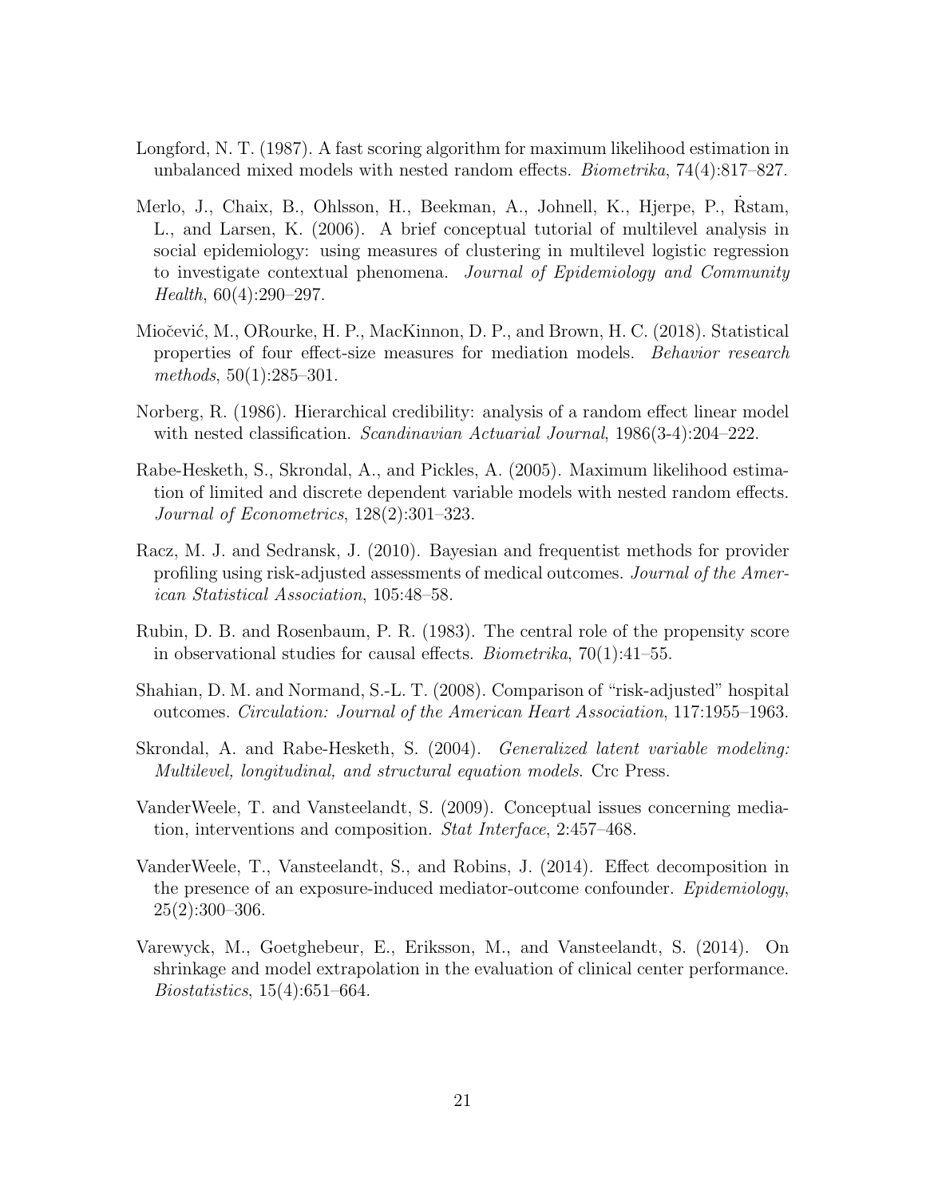Longford, N. T. (1987). A fast scoring algorithm for maximum likelihood estimation in unbalanced mixed models with nested random effects. *Biometrika*, 74(4):817–827.

Merlo, J., Chaix, B., Ohlsson, H., Beekman, A., Johnell, K., Hjerpe, P., Ṙstam, L., and Larsen, K. (2006). A brief conceptual tutorial of multilevel analysis in social epidemiology: using measures of clustering in multilevel logistic regression to investigate contextual phenomena. *Journal of Epidemiology and Community Health*, 60(4):290–297.

Miočević, M., ORourke, H. P., MacKinnon, D. P., and Brown, H. C. (2018). Statistical properties of four effect-size measures for mediation models. *Behavior research methods*, 50(1):285–301.

Norberg, R. (1986). Hierarchical credibility: analysis of a random effect linear model with nested classification. *Scandinavian Actuarial Journal*, 1986(3-4):204–222.

Rabe-Hesketh, S., Skrondal, A., and Pickles, A. (2005). Maximum likelihood estimation of limited and discrete dependent variable models with nested random effects. *Journal of Econometrics*, 128(2):301–323.

Racz, M. J. and Sedransk, J. (2010). Bayesian and frequentist methods for provider profiling using risk-adjusted assessments of medical outcomes. *Journal of the American Statistical Association*, 105:48–58.

Rubin, D. B. and Rosenbaum, P. R. (1983). The central role of the propensity score in observational studies for causal effects. *Biometrika*, 70(1):41–55.

Shahian, D. M. and Normand, S.-L. T. (2008). Comparison of "risk-adjusted" hospital outcomes. *Circulation: Journal of the American Heart Association*, 117:1955–1963.

Skrondal, A. and Rabe-Hesketh, S. (2004). *Generalized latent variable modeling: Multilevel, longitudinal, and structural equation models*. Crc Press.

VanderWeele, T. and Vansteelandt, S. (2009). Conceptual issues concerning mediation, interventions and composition. *Stat Interface*, 2:457–468.

VanderWeele, T., Vansteelandt, S., and Robins, J. (2014). Effect decomposition in the presence of an exposure-induced mediator-outcome confounder. *Epidemiology*, 25(2):300–306.

Varewyck, M., Goetghebeur, E., Eriksson, M., and Vansteelandt, S. (2014). On shrinkage and model extrapolation in the evaluation of clinical center performance. *Biostatistics*, 15(4):651–664.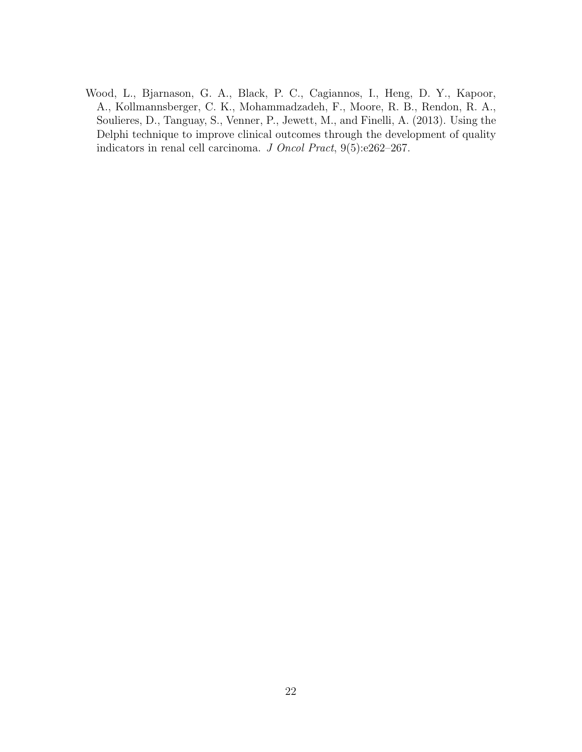Wood, L., Bjarnason, G. A., Black, P. C., Cagiannos, I., Heng, D. Y., Kapoor, A., Kollmannsberger, C. K., Mohammadzadeh, F., Moore, R. B., Rendon, R. A., Soulieres, D., Tanguay, S., Venner, P., Jewett, M., and Finelli, A. (2013). Using the Delphi technique to improve clinical outcomes through the development of quality indicators in renal cell carcinoma. *J Oncol Pract*, 9(5):e262–267.